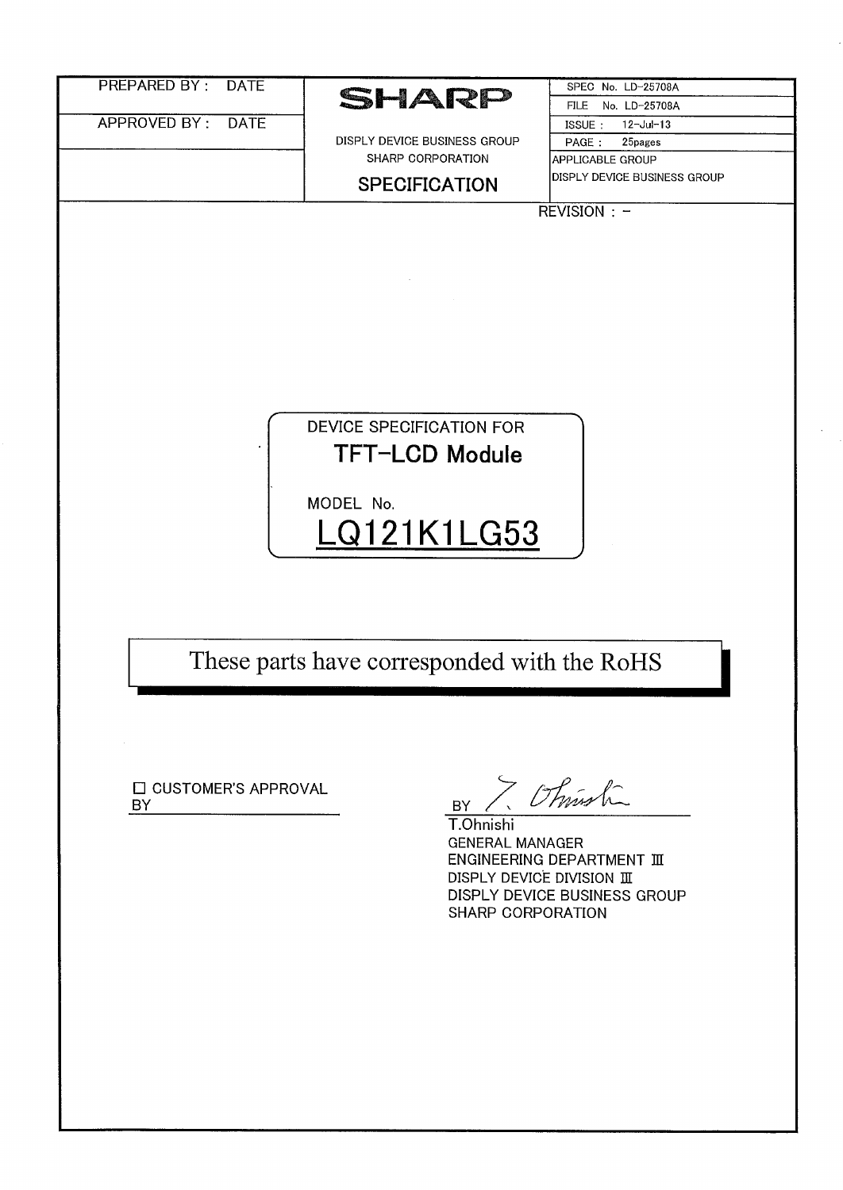| PREPARED BY : DATE | **SHARP** | SPEC No. LD-25708A |
|---|---|---|
| | | FILE No. LD-25708A |
| APPROVED BY : DATE | | ISSUE : 12-Jul-13 |
| | DISPLY DEVICE BUSINESS GROUP | PAGE : 25pages |
| | SHARP CORPORATION | APPLICABLE GROUP |
| | **SPECIFICATION** | DISPLY DEVICE BUSINESS GROUP |

REVISION : -

DEVICE SPECIFICATION FOR

# TFT-LCD Module

MODEL No.

# LQ121K1LG53

These parts have corresponded with the RoHS

☐ CUSTOMER'S APPROVAL
BY

BY

T.Ohnishi
GENERAL MANAGER
ENGINEERING DEPARTMENT Ⅲ
DISPLY DEVICE DIVISION Ⅲ
DISPLY DEVICE BUSINESS GROUP
SHARP CORPORATION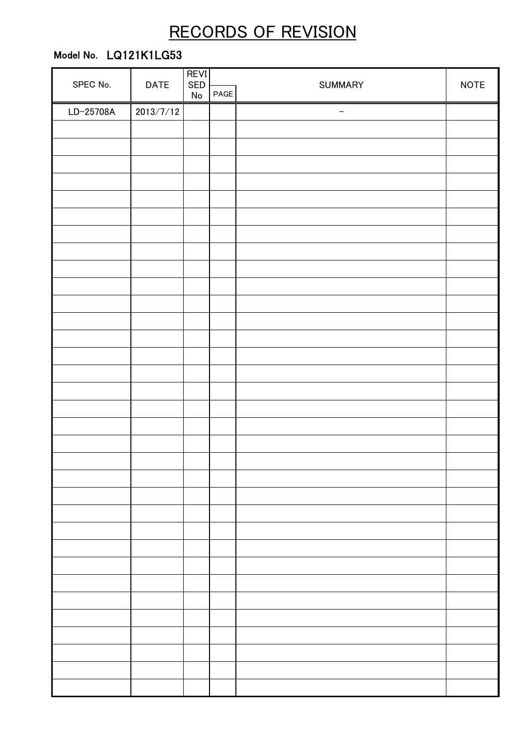# RECORDS OF REVISION

**Model No. LQ121K1LG53**

| SPEC No. | DATE | REVISED No | PAGE | SUMMARY | NOTE |
|---|---|---|---|---|---|
| LD-25708A | 2013/7/12 | | | － | |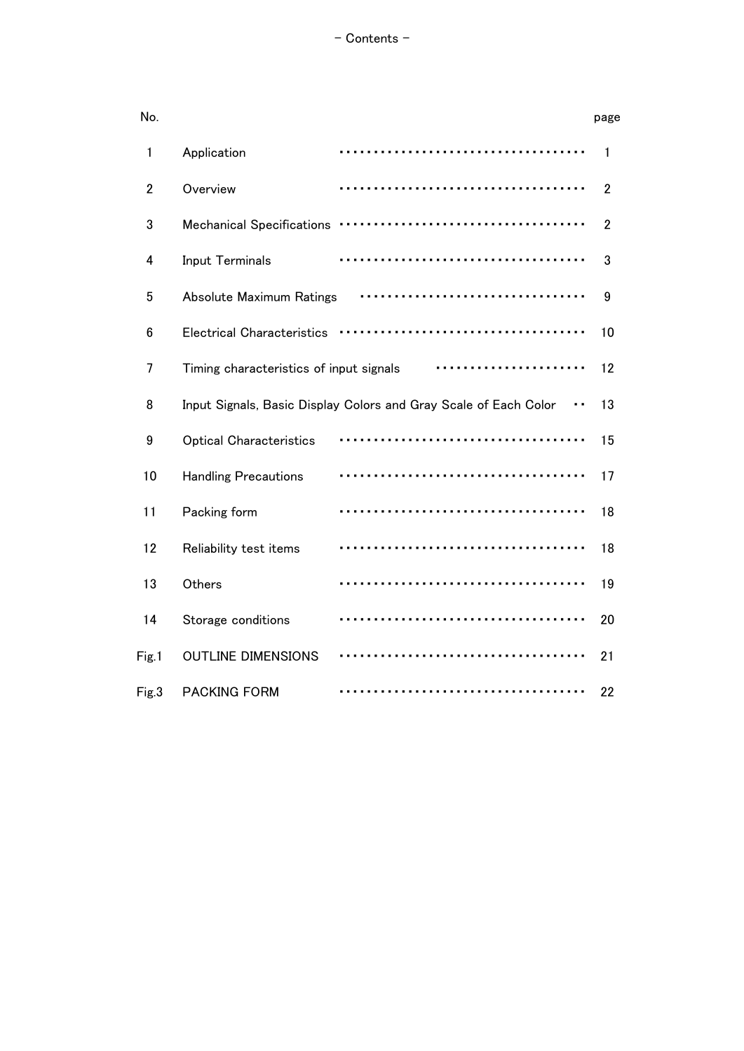# - Contents -

| No. | | page |
|---|---|---|
| 1 | Application | 1 |
| 2 | Overview | 2 |
| 3 | Mechanical Specifications | 2 |
| 4 | Input Terminals | 3 |
| 5 | Absolute Maximum Ratings | 9 |
| 6 | Electrical Characteristics | 10 |
| 7 | Timing characteristics of input signals | 12 |
| 8 | Input Signals, Basic Display Colors and Gray Scale of Each Color | 13 |
| 9 | Optical Characteristics | 15 |
| 10 | Handling Precautions | 17 |
| 11 | Packing form | 18 |
| 12 | Reliability test items | 18 |
| 13 | Others | 19 |
| 14 | Storage conditions | 20 |
| Fig.1 | OUTLINE DIMENSIONS | 21 |
| Fig.3 | PACKING FORM | 22 |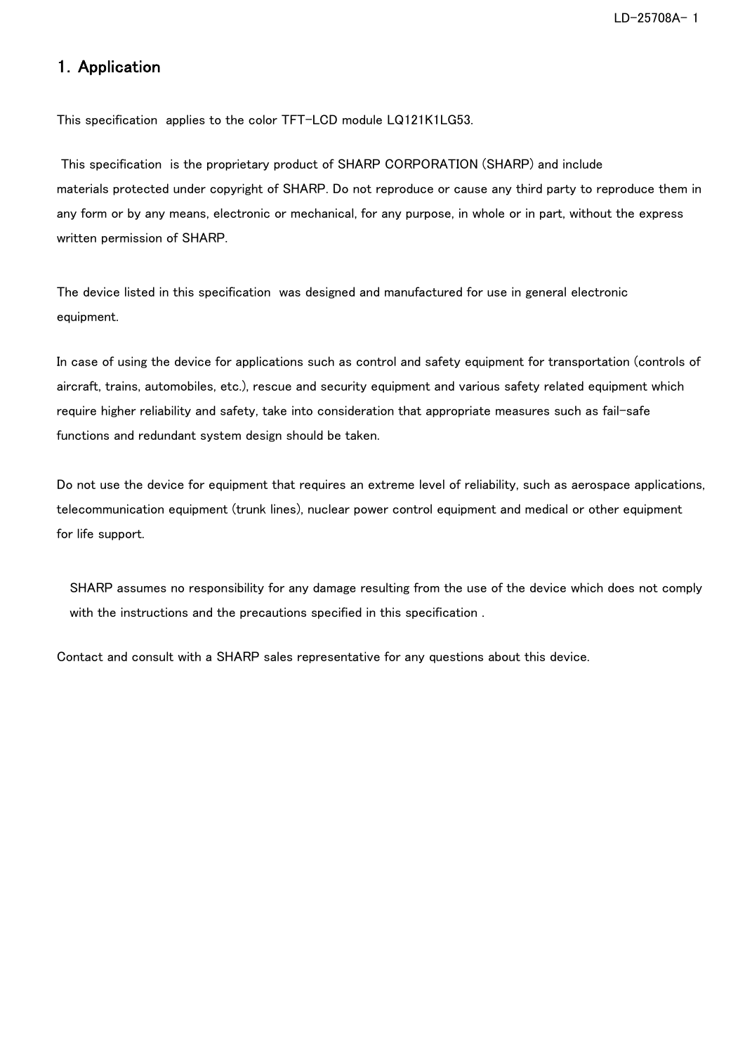## 1. Application

This specification applies to the color TFT-LCD module LQ121K1LG53.

This specification is the proprietary product of SHARP CORPORATION (SHARP) and include materials protected under copyright of SHARP. Do not reproduce or cause any third party to reproduce them in any form or by any means, electronic or mechanical, for any purpose, in whole or in part, without the express written permission of SHARP.

The device listed in this specification was designed and manufactured for use in general electronic equipment.

In case of using the device for applications such as control and safety equipment for transportation (controls of aircraft, trains, automobiles, etc.), rescue and security equipment and various safety related equipment which require higher reliability and safety, take into consideration that appropriate measures such as fail-safe functions and redundant system design should be taken.

Do not use the device for equipment that requires an extreme level of reliability, such as aerospace applications, telecommunication equipment (trunk lines), nuclear power control equipment and medical or other equipment for life support.

SHARP assumes no responsibility for any damage resulting from the use of the device which does not comply with the instructions and the precautions specified in this specification .

Contact and consult with a SHARP sales representative for any questions about this device.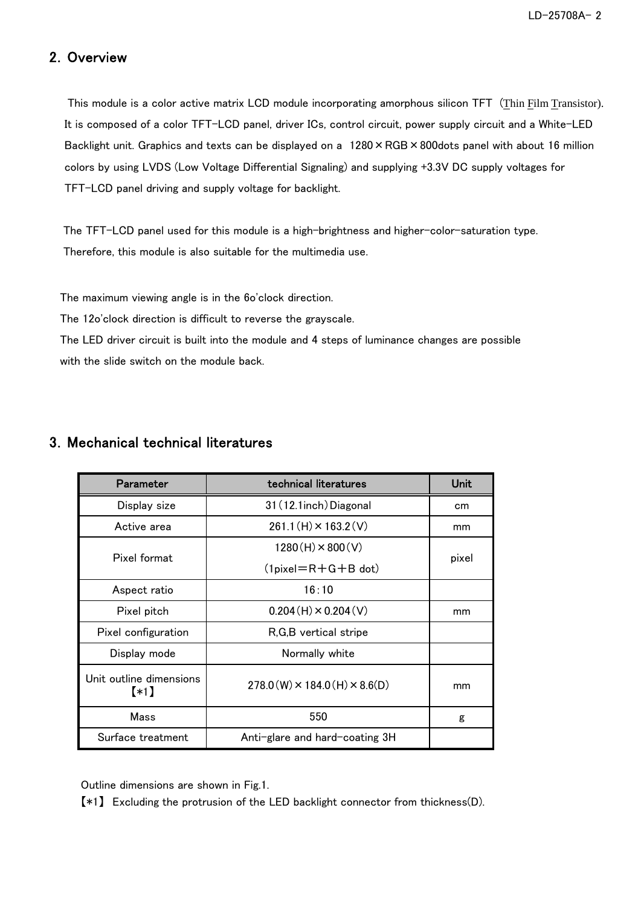## 2. Overview

This module is a color active matrix LCD module incorporating amorphous silicon TFT (Thin Film Transistor). It is composed of a color TFT-LCD panel, driver ICs, control circuit, power supply circuit and a White-LED Backlight unit. Graphics and texts can be displayed on a 1280×RGB×800dots panel with about 16 million colors by using LVDS (Low Voltage Differential Signaling) and supplying +3.3V DC supply voltages for TFT-LCD panel driving and supply voltage for backlight.

The TFT-LCD panel used for this module is a high-brightness and higher-color-saturation type. Therefore, this module is also suitable for the multimedia use.

The maximum viewing angle is in the 6o'clock direction.
The 12o'clock direction is difficult to reverse the grayscale.
The LED driver circuit is built into the module and 4 steps of luminance changes are possible with the slide switch on the module back.

## 3. Mechanical technical literatures

| Parameter | technical literatures | Unit |
|---|---|---|
| Display size | 31 (12.1inch) Diagonal | cm |
| Active area | 261.1 (H) × 163.2 (V) | mm |
| Pixel format | 1280 (H) × 800 (V)<br>(1pixel＝R＋G＋B dot) | pixel |
| Aspect ratio | 16 : 10 | |
| Pixel pitch | 0.204 (H) × 0.204 (V) | mm |
| Pixel configuration | R,G,B vertical stripe | |
| Display mode | Normally white | |
| Unit outline dimensions 【*1】 | 278.0 (W) × 184.0 (H) × 8.6(D) | mm |
| Mass | 550 | g |
| Surface treatment | Anti-glare and hard-coating 3H | |

Outline dimensions are shown in Fig.1.
【*1】 Excluding the protrusion of the LED backlight connector from thickness(D).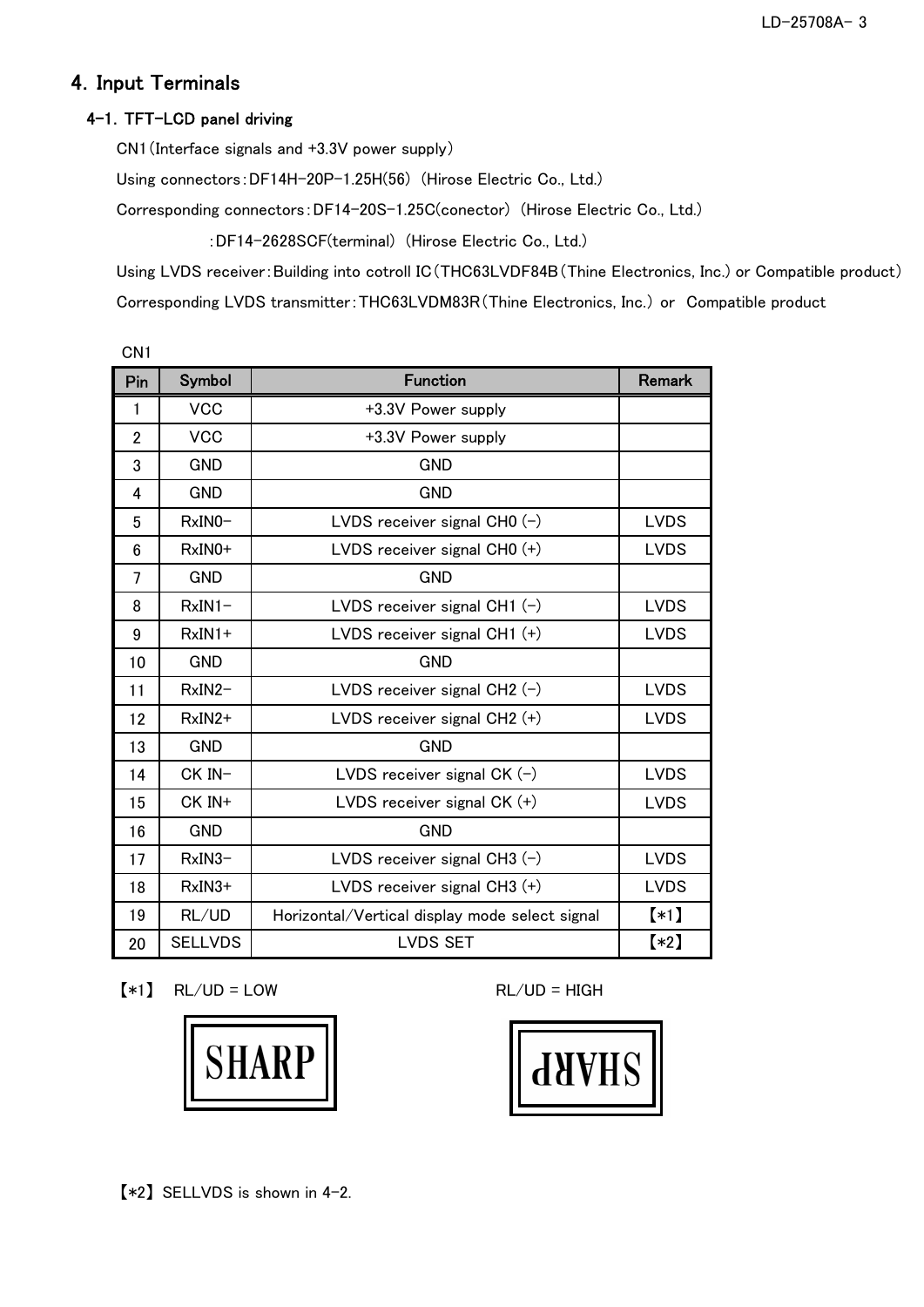# 4. Input Terminals

## 4-1. TFT-LCD panel driving

CN1 (Interface signals and +3.3V power supply)

Using connectors : DF14H-20P-1.25H(56) (Hirose Electric Co., Ltd.)

Corresponding connectors : DF14-20S-1.25C(conector) (Hirose Electric Co., Ltd.)

: DF14-2628SCF(terminal) (Hirose Electric Co., Ltd.)

Using LVDS receiver : Building into cotroll IC (THC63LVDF84B (Thine Electronics, Inc.) or Compatible product)

Corresponding LVDS transmitter : THC63LVDM83R (Thine Electronics, Inc.) or Compatible product

CN1

| Pin | Symbol | Function | Remark |
|---|---|---|---|
| 1 | VCC | +3.3V Power supply | |
| 2 | VCC | +3.3V Power supply | |
| 3 | GND | GND | |
| 4 | GND | GND | |
| 5 | RxIN0- | LVDS receiver signal CH0 (-) | LVDS |
| 6 | RxIN0+ | LVDS receiver signal CH0 (+) | LVDS |
| 7 | GND | GND | |
| 8 | RxIN1- | LVDS receiver signal CH1 (-) | LVDS |
| 9 | RxIN1+ | LVDS receiver signal CH1 (+) | LVDS |
| 10 | GND | GND | |
| 11 | RxIN2- | LVDS receiver signal CH2 (-) | LVDS |
| 12 | RxIN2+ | LVDS receiver signal CH2 (+) | LVDS |
| 13 | GND | GND | |
| 14 | CK IN- | LVDS receiver signal CK (-) | LVDS |
| 15 | CK IN+ | LVDS receiver signal CK (+) | LVDS |
| 16 | GND | GND | |
| 17 | RxIN3- | LVDS receiver signal CH3 (-) | LVDS |
| 18 | RxIN3+ | LVDS receiver signal CH3 (+) | LVDS |
| 19 | RL/UD | Horizontal/Vertical display mode select signal | 【*1】 |
| 20 | SELLVDS | LVDS SET | 【*2】 |

【*1】 RL/UD = LOW　　　　　　　　　　RL/UD = HIGH

SHARP　　　　　　　　　　SHARP (rotated 180°)

【*2】 SELLVDS is shown in 4-2.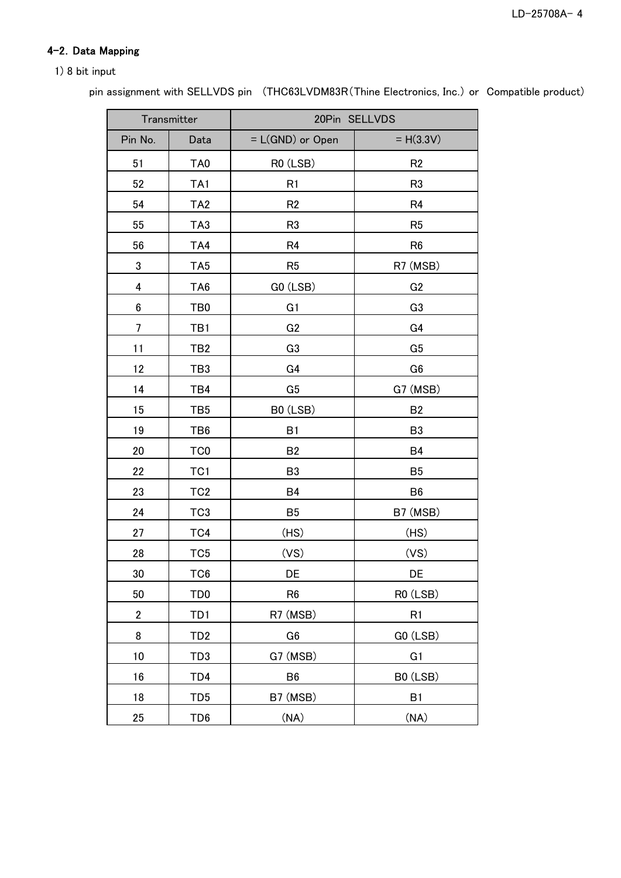### 4-2. Data Mapping

1) 8 bit input

pin assignment with SELLVDS pin (THC63LVDM83R(Thine Electronics, Inc.) or Compatible product)

| Transmitter | | 20Pin SELLVDS | |
|---|---|---|---|
| Pin No. | Data | = L(GND) or Open | = H(3.3V) |
| 51 | TA0 | R0 (LSB) | R2 |
| 52 | TA1 | R1 | R3 |
| 54 | TA2 | R2 | R4 |
| 55 | TA3 | R3 | R5 |
| 56 | TA4 | R4 | R6 |
| 3 | TA5 | R5 | R7 (MSB) |
| 4 | TA6 | G0 (LSB) | G2 |
| 6 | TB0 | G1 | G3 |
| 7 | TB1 | G2 | G4 |
| 11 | TB2 | G3 | G5 |
| 12 | TB3 | G4 | G6 |
| 14 | TB4 | G5 | G7 (MSB) |
| 15 | TB5 | B0 (LSB) | B2 |
| 19 | TB6 | B1 | B3 |
| 20 | TC0 | B2 | B4 |
| 22 | TC1 | B3 | B5 |
| 23 | TC2 | B4 | B6 |
| 24 | TC3 | B5 | B7 (MSB) |
| 27 | TC4 | (HS) | (HS) |
| 28 | TC5 | (VS) | (VS) |
| 30 | TC6 | DE | DE |
| 50 | TD0 | R6 | R0 (LSB) |
| 2 | TD1 | R7 (MSB) | R1 |
| 8 | TD2 | G6 | G0 (LSB) |
| 10 | TD3 | G7 (MSB) | G1 |
| 16 | TD4 | B6 | B0 (LSB) |
| 18 | TD5 | B7 (MSB) | B1 |
| 25 | TD6 | (NA) | (NA) |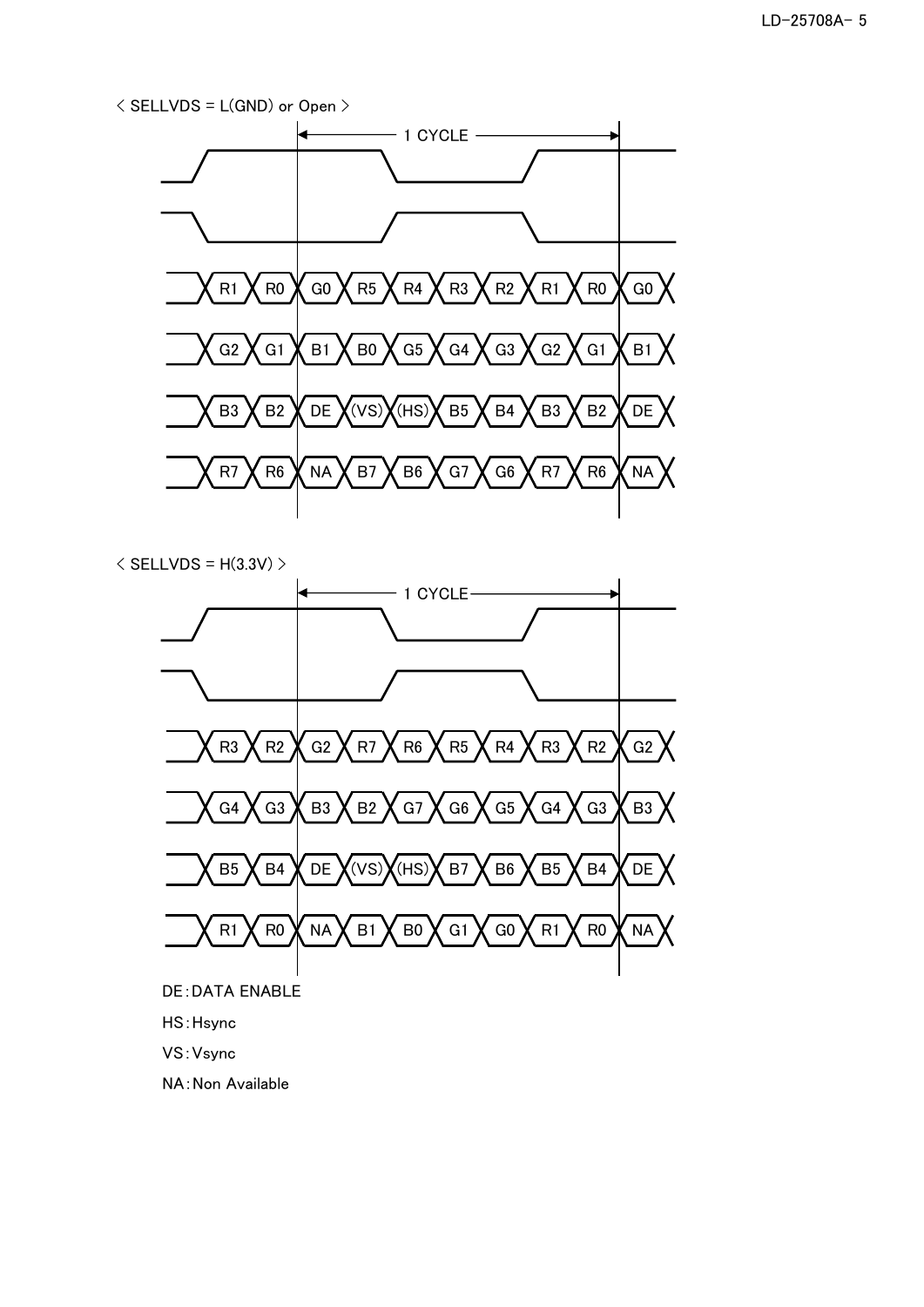< SELLVDS = L(GND) or Open >

1 CYCLE

| | | | | | | | | | |
|---|---|---|---|---|---|---|---|---|---|
| R1 | R0 | G0 | R5 | R4 | R3 | R2 | R1 | R0 | G0 |
| G2 | G1 | B1 | B0 | G5 | G4 | G3 | G2 | G1 | B1 |
| B3 | B2 | DE | (VS) | (HS) | B5 | B4 | B3 | B2 | DE |
| R7 | R6 | NA | B7 | B6 | G7 | G6 | R7 | R6 | NA |

< SELLVDS = H(3.3V) >

1 CYCLE

| | | | | | | | | | |
|---|---|---|---|---|---|---|---|---|---|
| R3 | R2 | G2 | R7 | R6 | R5 | R4 | R3 | R2 | G2 |
| G4 | G3 | B3 | B2 | G7 | G6 | G5 | G4 | G3 | B3 |
| B5 | B4 | DE | (VS) | (HS) | B7 | B6 | B5 | B4 | DE |
| R1 | R0 | NA | B1 | B0 | G1 | G0 | R1 | R0 | NA |

DE:DATA ENABLE

HS:Hsync

VS:Vsync

NA:Non Available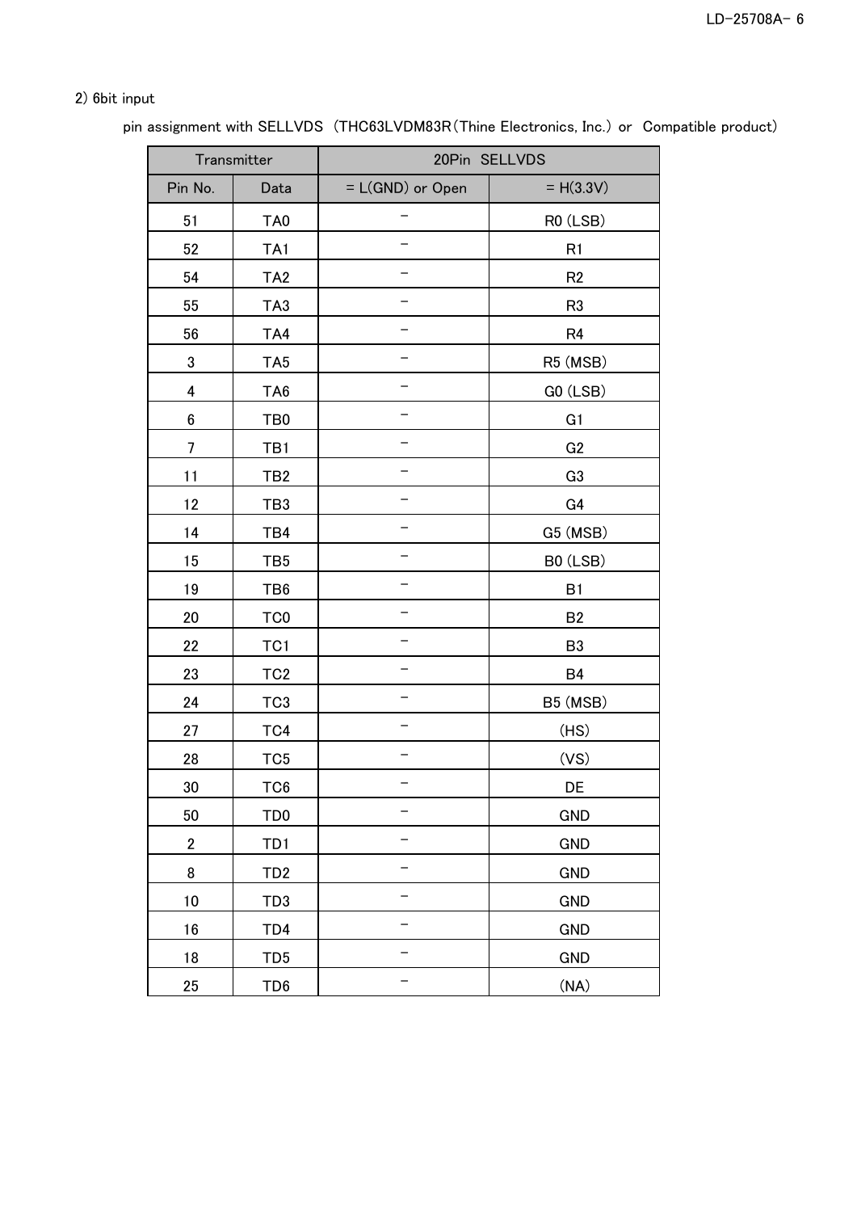2) 6bit input

pin assignment with SELLVDS （THC63LVDM83R（Thine Electronics, Inc.） or Compatible product）

| Transmitter | | 20Pin SELLVDS | |
|---|---|---|---|
| Pin No. | Data | = L(GND) or Open | = H(3.3V) |
| 51 | TA0 | – | R0 (LSB) |
| 52 | TA1 | – | R1 |
| 54 | TA2 | – | R2 |
| 55 | TA3 | – | R3 |
| 56 | TA4 | – | R4 |
| 3 | TA5 | – | R5 (MSB) |
| 4 | TA6 | – | G0 (LSB) |
| 6 | TB0 | – | G1 |
| 7 | TB1 | – | G2 |
| 11 | TB2 | – | G3 |
| 12 | TB3 | – | G4 |
| 14 | TB4 | – | G5 (MSB) |
| 15 | TB5 | – | B0 (LSB) |
| 19 | TB6 | – | B1 |
| 20 | TC0 | – | B2 |
| 22 | TC1 | – | B3 |
| 23 | TC2 | – | B4 |
| 24 | TC3 | – | B5 (MSB) |
| 27 | TC4 | – | (HS) |
| 28 | TC5 | – | (VS) |
| 30 | TC6 | – | DE |
| 50 | TD0 | – | GND |
| 2 | TD1 | – | GND |
| 8 | TD2 | – | GND |
| 10 | TD3 | – | GND |
| 16 | TD4 | – | GND |
| 18 | TD5 | – | GND |
| 25 | TD6 | – | (NA) |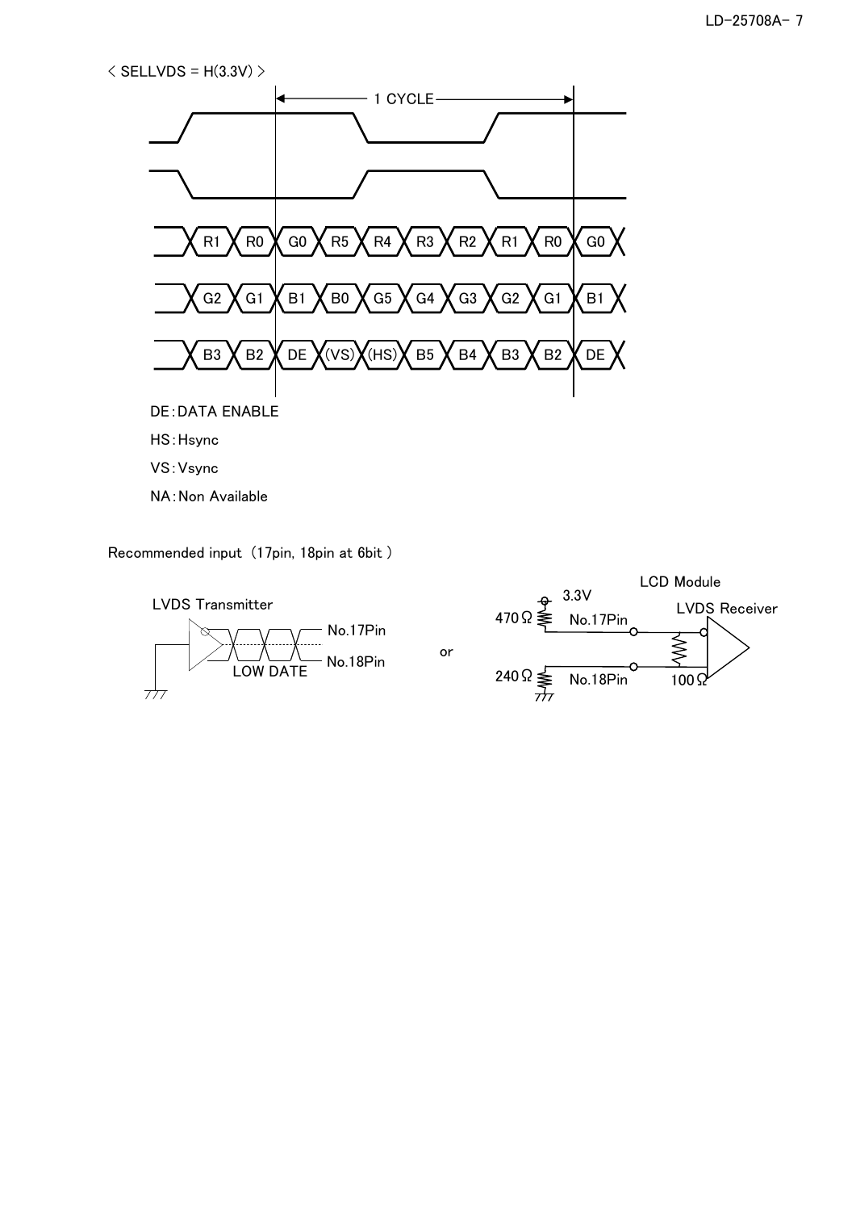< SELLVDS = H(3.3V) >

1 CYCLE

| R1 | R0 | G0 | R5 | R4 | R3 | R2 | R1 | R0 | G0 |
|---|---|---|---|---|---|---|---|---|---|
| G2 | G1 | B1 | B0 | G5 | G4 | G3 | G2 | G1 | B1 |
| B3 | B2 | DE | (VS) | (HS) | B5 | B4 | B3 | B2 | DE |

DE : DATA ENABLE

HS : Hsync

VS : Vsync

NA : Non Available

Recommended input（17pin, 18pin at 6bit）

LVDS Transmitter

No.17Pin

No.18Pin

LOW DATE

or

LCD Module

3.3V

470Ω

No.17Pin

LVDS Receiver

240Ω

No.18Pin

100Ω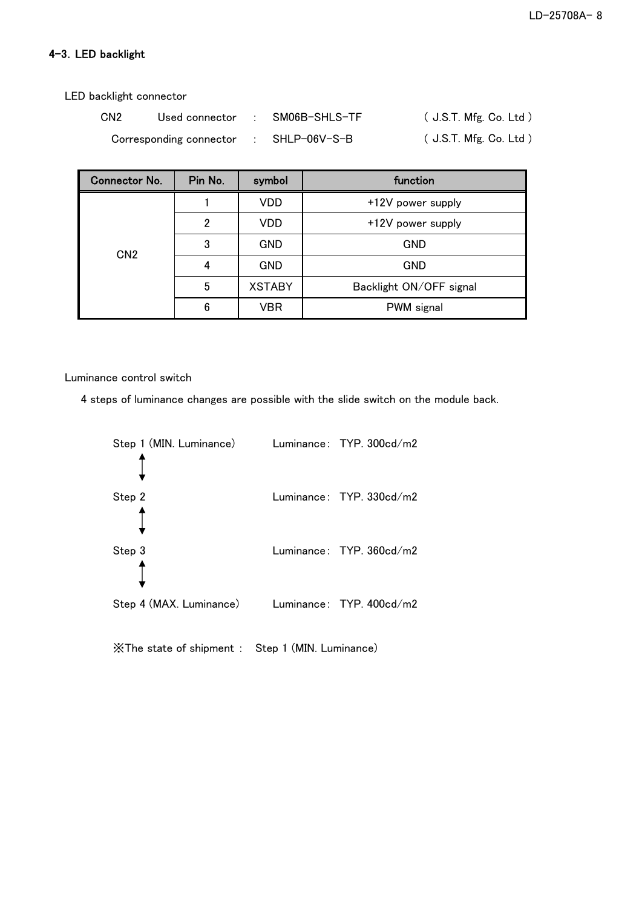## 4-3. LED backlight

LED backlight connector

CN2 Used connector : SM06B-SHLS-TF ( J.S.T. Mfg. Co. Ltd )

Corresponding connector : SHLP-06V-S-B ( J.S.T. Mfg. Co. Ltd )

| Connector No. | Pin No. | symbol | function |
|---|---|---|---|
| CN2 | 1 | VDD | +12V power supply |
| | 2 | VDD | +12V power supply |
| | 3 | GND | GND |
| | 4 | GND | GND |
| | 5 | XSTABY | Backlight ON/OFF signal |
| | 6 | VBR | PWM signal |

Luminance control switch

4 steps of luminance changes are possible with the slide switch on the module back.

Step 1 (MIN. Luminance) Luminance: TYP. 300cd/m2

↕

Step 2 Luminance: TYP. 330cd/m2

↕

Step 3 Luminance: TYP. 360cd/m2

↕

Step 4 (MAX. Luminance) Luminance: TYP. 400cd/m2

※The state of shipment : Step 1 (MIN. Luminance)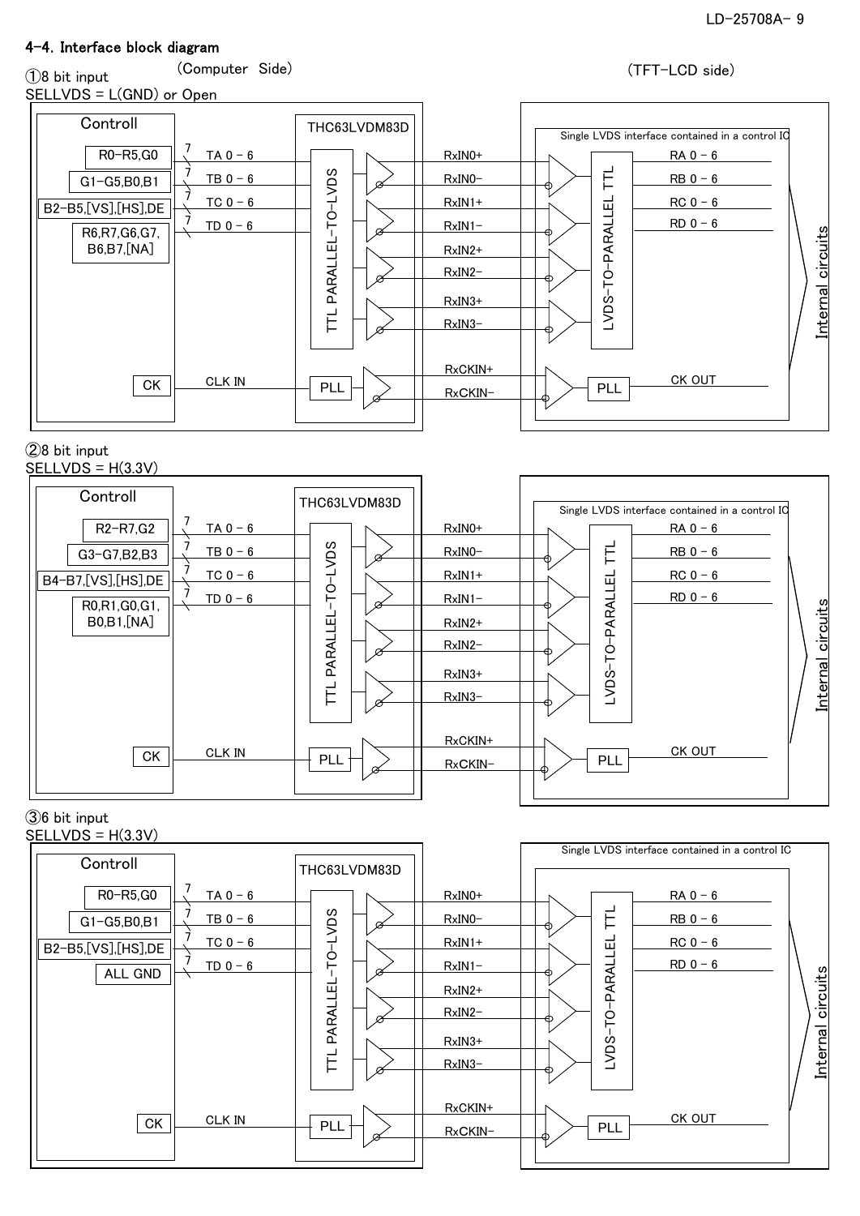## 4-4. Interface block diagram

(Computer Side) (TFT-LCD side)

①8 bit input
SELLVDS = L(GND) or Open

Controll

R0-R5,G0 — 7 — TA 0 – 6
G1-G5,B0,B1 — 7 — TB 0 – 6
B2-B5,[VS],[HS],DE — 7 — TC 0 – 6
R6,R7,G6,G7, B6,B7,[NA] — 7 — TD 0 – 6
CK — CLK IN

THC63LVDM83D
TTL PARALLEL-TO-LVDS
PLL

RxIN0+
RxIN0−
RxIN1+
RxIN1−
RxIN2+
RxIN2−
RxIN3+
RxIN3−
RxCKIN+
RxCKIN−

Single LVDS interface contained in a control IC
LVDS-TO-PARALLEL TTL
PLL

RA 0 – 6
RB 0 – 6
RC 0 – 6
RD 0 – 6
CK OUT

Internal circuits

②8 bit input
SELLVDS = H(3.3V)

Controll

R2-R7,G2 — 7 — TA 0 – 6
G3-G7,B2,B3 — 7 — TB 0 – 6
B4-B7,[VS],[HS],DE — 7 — TC 0 – 6
R0,R1,G0,G1, B0,B1,[NA] — 7 — TD 0 – 6
CK — CLK IN

THC63LVDM83D
TTL PARALLEL-TO-LVDS
PLL

RxIN0+
RxIN0−
RxIN1+
RxIN1−
RxIN2+
RxIN2−
RxIN3+
RxIN3−
RxCKIN+
RxCKIN−

Single LVDS interface contained in a control IC
LVDS-TO-PARALLEL TTL
PLL

RA 0 – 6
RB 0 – 6
RC 0 – 6
RD 0 – 6
CK OUT

Internal circuits

③6 bit input
SELLVDS = H(3.3V)

Controll

R0-R5,G0 — 7 — TA 0 – 6
G1-G5,B0,B1 — 7 — TB 0 – 6
B2-B5,[VS],[HS],DE — 7 — TC 0 – 6
ALL GND — 7 — TD 0 – 6
CK — CLK IN

THC63LVDM83D
TTL PARALLEL-TO-LVDS
PLL

RxIN0+
RxIN0−
RxIN1+
RxIN1−
RxIN2+
RxIN2−
RxIN3+
RxIN3−
RxCKIN+
RxCKIN−

Single LVDS interface contained in a control IC
LVDS-TO-PARALLEL TTL
PLL

RA 0 – 6
RB 0 – 6
RC 0 – 6
RD 0 – 6
CK OUT

Internal circuits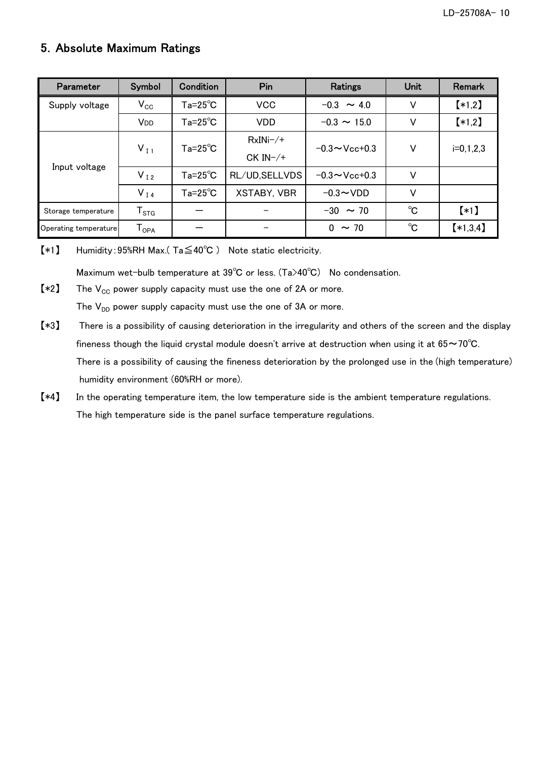## 5. Absolute Maximum Ratings

| Parameter | Symbol | Condition | Pin | Ratings | Unit | Remark |
|---|---|---|---|---|---|---|
| Supply voltage | $V_{CC}$ | Ta=25℃ | VCC | −0.3 ～ 4.0 | V | 【∗1,2】 |
| | $V_{DD}$ | Ta=25℃ | VDD | −0.3 ～ 15.0 | V | 【∗1,2】 |
| Input voltage | $V_{I1}$ | Ta=25℃ | RxINi−/+ CK IN−/+ | −0.3～Vcc+0.3 | V | i=0,1,2,3 |
| | $V_{I2}$ | Ta=25℃ | RL/UD,SELLVDS | −0.3～Vcc+0.3 | V | |
| | $V_{I4}$ | Ta=25℃ | XSTABY, VBR | −0.3～VDD | V | |
| Storage temperature | $T_{STG}$ | ― | − | −30 ～ 70 | ℃ | 【∗1】 |
| Operating temperature | $T_{OPA}$ | ― | − | 0 ～ 70 | ℃ | 【∗1,3,4】 |

【∗1】 Humidity：95%RH Max.( Ta≦40℃ ) Note static electricity.

Maximum wet-bulb temperature at 39℃ or less. (Ta>40℃) No condensation.

【∗2】 The $V_{CC}$ power supply capacity must use the one of 2A or more.

The $V_{DD}$ power supply capacity must use the one of 3A or more.

【∗3】 There is a possibility of causing deterioration in the irregularity and others of the screen and the display fineness though the liquid crystal module doesn't arrive at destruction when using it at 65～70℃.

There is a possibility of causing the fineness deterioration by the prolonged use in the (high temperature) humidity environment (60%RH or more).

【∗4】 In the operating temperature item, the low temperature side is the ambient temperature regulations.

The high temperature side is the panel surface temperature regulations.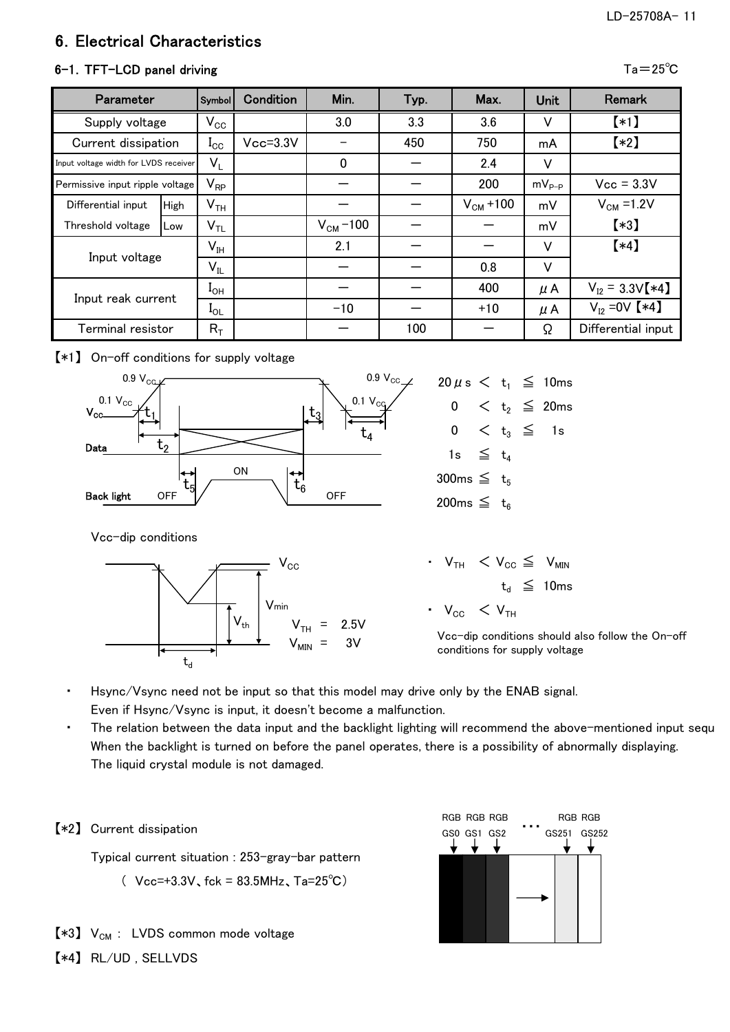# 6. Electrical Characteristics

## 6-1. TFT-LCD panel driving

Ta＝25℃

| Parameter | | Symbol | Condition | Min. | Typ. | Max. | Unit | Remark |
|---|---|---|---|---|---|---|---|---|
| Supply voltage | | $V_{CC}$ | | 3.0 | 3.3 | 3.6 | V | 【*1】 |
| Current dissipation | | $I_{CC}$ | Vcc=3.3V | － | 450 | 750 | mA | 【*2】 |
| Input voltage width for LVDS receiver | | $V_L$ | | 0 | ― | 2.4 | V | |
| Permissive input ripple voltage | | $V_{RP}$ | | ― | ― | 200 | $mV_{P-P}$ | Vcc = 3.3V |
| Differential input Threshold voltage | High | $V_{TH}$ | | ― | ― | $V_{CM}$ +100 | mV | $V_{CM}$ =1.2V 【*3】 |
| | Low | $V_{TL}$ | | $V_{CM}$ −100 | ― | ― | mV | |
| Input voltage | | $V_{IH}$ | | 2.1 | ― | ― | V | 【*4】 |
| | | $V_{IL}$ | | ― | ― | 0.8 | V | |
| Input reak current | | $I_{OH}$ | | ― | ― | 400 | μA | $V_{I2}$ = 3.3V【*4】 |
| | | $I_{OL}$ | | −10 | ― | +10 | μA | $V_{I2}$ =0V 【*4】 |
| Terminal resistor | | $R_T$ | | ― | 100 | ― | Ω | Differential input |

【*1】 On-off conditions for supply voltage

$20\mu s < t_1 \leqq 10ms$

$0 < t_2 \leqq 20ms$

$0 < t_3 \leqq 1s$

$1s \leqq t_4$

$300ms \leqq t_5$

$200ms \leqq t_6$

Vcc-dip conditions

$V_{TH} = 2.5V$

$V_{MIN} = 3V$

・ $V_{TH} < V_{CC} \leqq V_{MIN}$

$t_d \leqq 10ms$

・ $V_{CC} < V_{TH}$

Vcc-dip conditions should also follow the On-off conditions for supply voltage

- Hsync/Vsync need not be input so that this model may drive only by the ENAB signal. Even if Hsync/Vsync is input, it doesn't become a malfunction.
- The relation between the data input and the backlight lighting will recommend the above-mentioned input sequ When the backlight is turned on before the panel operates, there is a possibility of abnormally displaying. The liquid crystal module is not damaged.

【*2】 Current dissipation

Typical current situation : 253-gray-bar pattern

( Vcc=+3.3V、fck = 83.5MHz、Ta=25℃)

RGB GS0 RGB GS1 RGB GS2 … RGB GS251 RGB GS252

【*3】 $V_{CM}$ : LVDS common mode voltage

【*4】 RL/UD , SELLVDS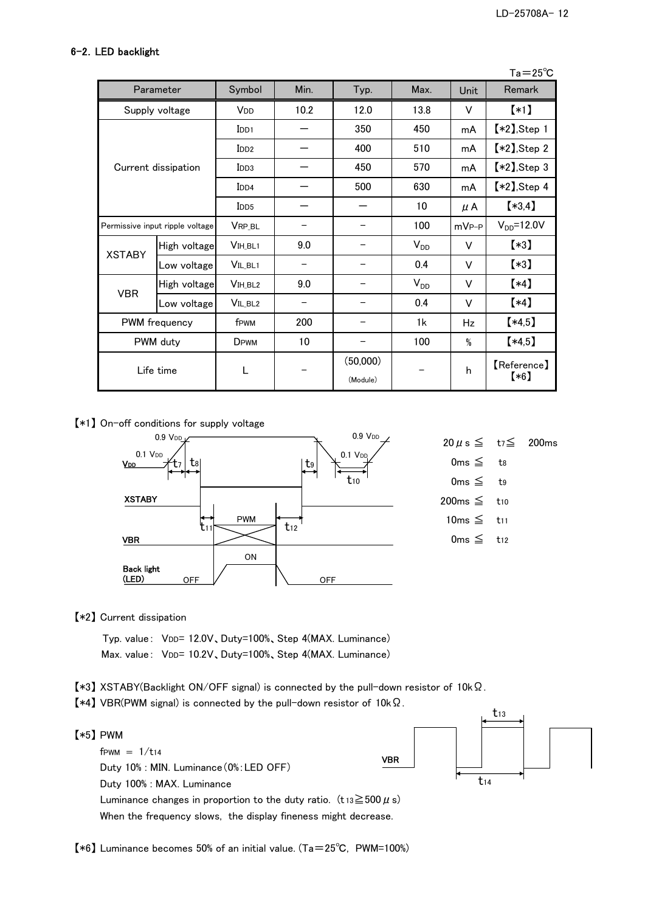### 6-2. LED backlight

Ta＝25℃

| Parameter | | Symbol | Min. | Typ. | Max. | Unit | Remark |
|---|---|---|---|---|---|---|---|
| Supply voltage | | $V_{DD}$ | 10.2 | 12.0 | 13.8 | V | 【*1】 |
| Current dissipation | | $I_{DD1}$ | — | 350 | 450 | mA | 【*2】,Step 1 |
| | | $I_{DD2}$ | — | 400 | 510 | mA | 【*2】,Step 2 |
| | | $I_{DD3}$ | — | 450 | 570 | mA | 【*2】,Step 3 |
| | | $I_{DD4}$ | — | 500 | 630 | mA | 【*2】,Step 4 |
| | | $I_{DD5}$ | — | — | 10 | μA | 【*3,4】 |
| Permissive input ripple voltage | | $V_{RP\_BL}$ | − | − | 100 | mVP-P | $V_{DD}$=12.0V |
| XSTABY | High voltage | $V_{IH\_BL1}$ | 9.0 | − | $V_{DD}$ | V | 【*3】 |
| | Low voltage | $V_{IL\_BL1}$ | − | − | 0.4 | V | 【*3】 |
| VBR | High voltage | $V_{IH\_BL2}$ | 9.0 | − | $V_{DD}$ | V | 【*4】 |
| | Low voltage | $V_{IL\_BL2}$ | − | − | 0.4 | V | 【*4】 |
| PWM frequency | | $f_{PWM}$ | 200 | − | 1k | Hz | 【*4,5】 |
| PWM duty | | $D_{PWM}$ | 10 | − | 100 | % | 【*4,5】 |
| Life time | | L | − | (50,000) (Module) | − | h | 【Reference】【*6】 |

【*1】 On-off conditions for supply voltage

20μs ≦ $t_7$ ≦ 200ms
0ms ≦ $t_8$
0ms ≦ $t_9$
200ms ≦ $t_{10}$
10ms ≦ $t_{11}$
0ms ≦ $t_{12}$

【*2】 Current dissipation

Typ. value： $V_{DD}$= 12.0V、Duty=100%、Step 4(MAX. Luminance)
Max. value： $V_{DD}$= 10.2V、Duty=100%、Step 4(MAX. Luminance)

【*3】 XSTABY(Backlight ON/OFF signal) is connected by the pull-down resistor of 10kΩ.

【*4】 VBR(PWM signal) is connected by the pull-down resistor of 10kΩ.

【*5】 PWM

$f_{PWM}$ = $1/t_{14}$
Duty 10% : MIN. Luminance(0%:LED OFF)
Duty 100% : MAX. Luminance
Luminance changes in proportion to the duty ratio. ($t_{13}$≧500μs)
When the frequency slows, the display fineness might decrease.

【*6】 Luminance becomes 50% of an initial value. (Ta＝25℃, PWM=100%)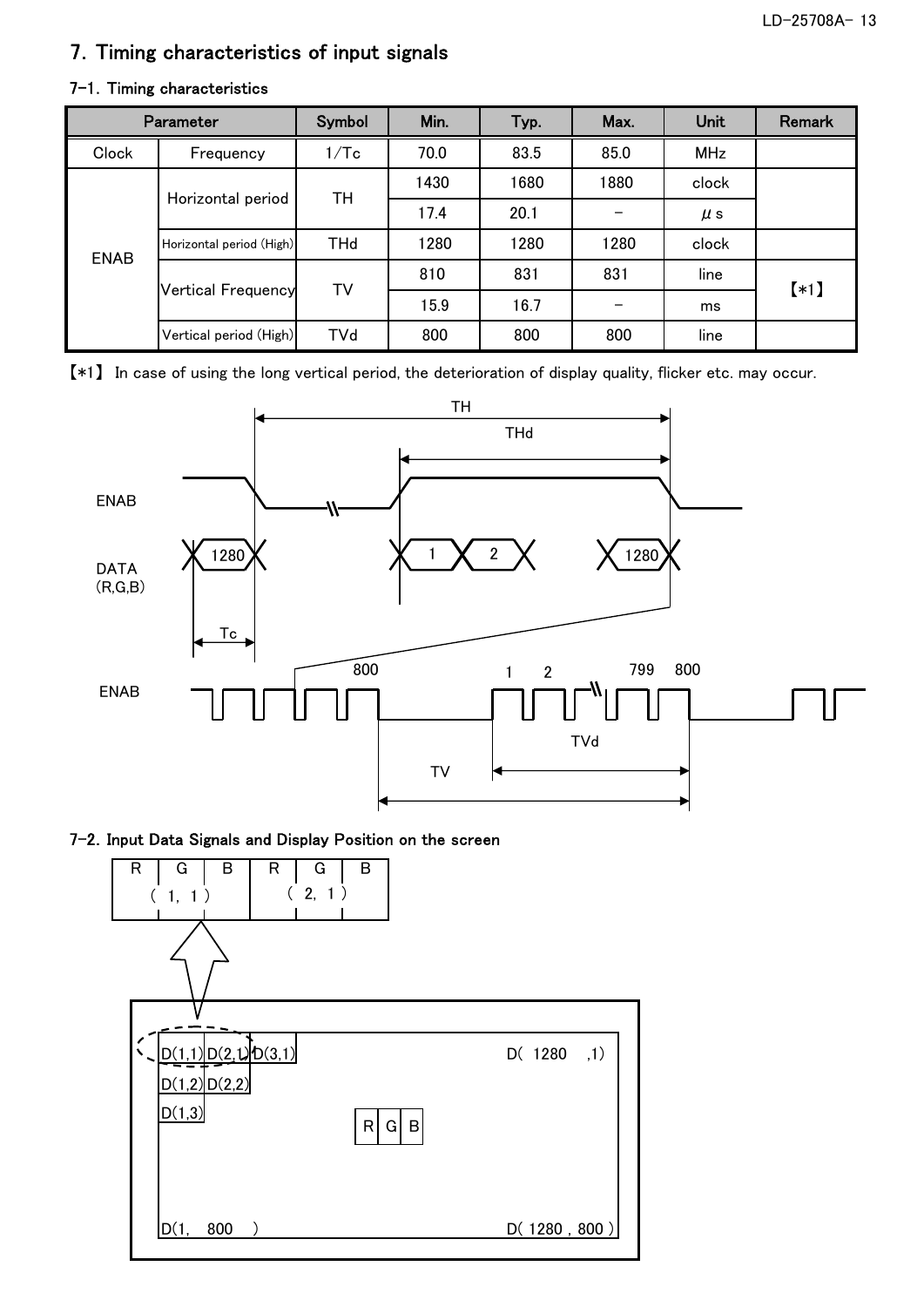# 7. Timing characteristics of input signals

## 7-1. Timing characteristics

| Parameter | | Symbol | Min. | Typ. | Max. | Unit | Remark |
|---|---|---|---|---|---|---|---|
| Clock | Frequency | 1/Tc | 70.0 | 83.5 | 85.0 | MHz | |
| ENAB | Horizontal period | TH | 1430 | 1680 | 1880 | clock | |
| | | | 17.4 | 20.1 | － | μs | |
| | Horizontal period (High) | THd | 1280 | 1280 | 1280 | clock | |
| | Vertical Frequency | TV | 810 | 831 | 831 | line | 【*1】 |
| | | | 15.9 | 16.7 | － | ms | |
| | Vertical period (High) | TVd | 800 | 800 | 800 | line | |

【*1】 In case of using the long vertical period, the deterioration of display quality, flicker etc. may occur.

## 7-2. Input Data Signals and Display Position on the screen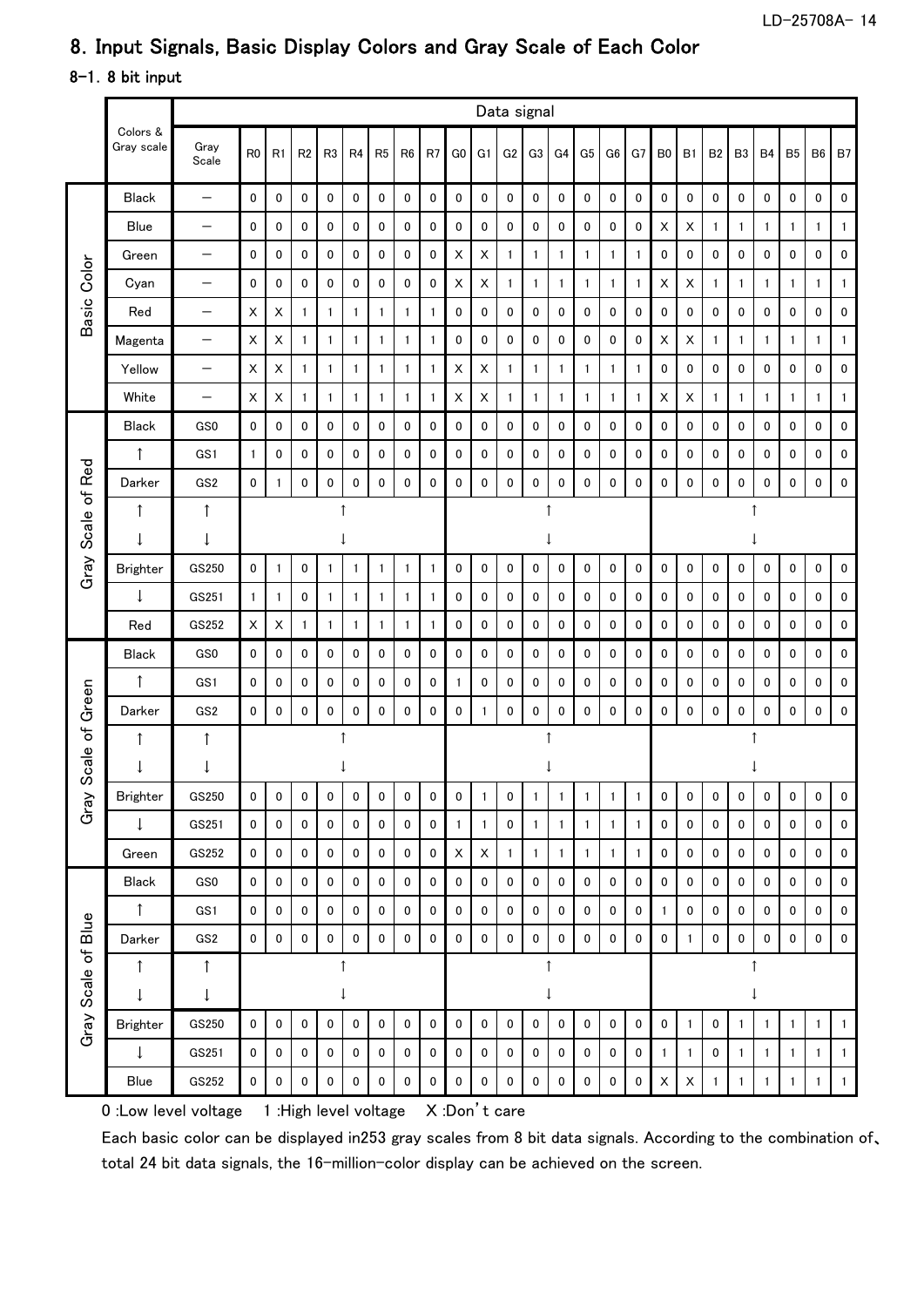## 8. Input Signals, Basic Display Colors and Gray Scale of Each Color

### 8-1. 8 bit input

| | Colors & Gray scale | Gray Scale | R0 | R1 | R2 | R3 | R4 | R5 | R6 | R7 | G0 | G1 | G2 | G3 | G4 | G5 | G6 | G7 | B0 | B1 | B2 | B3 | B4 | B5 | B6 | B7 |
|---|---|---|---|---|---|---|---|---|---|---|---|---|---|---|---|---|---|---|---|---|---|---|---|---|---|---|
| Basic Color | Black | — | 0 | 0 | 0 | 0 | 0 | 0 | 0 | 0 | 0 | 0 | 0 | 0 | 0 | 0 | 0 | 0 | 0 | 0 | 0 | 0 | 0 | 0 | 0 | 0 |
| | Blue | — | 0 | 0 | 0 | 0 | 0 | 0 | 0 | 0 | 0 | 0 | 0 | 0 | 0 | 0 | 0 | 0 | X | X | 1 | 1 | 1 | 1 | 1 | 1 |
| | Green | — | 0 | 0 | 0 | 0 | 0 | 0 | 0 | 0 | X | X | 1 | 1 | 1 | 1 | 1 | 1 | 0 | 0 | 0 | 0 | 0 | 0 | 0 | 0 |
| | Cyan | — | 0 | 0 | 0 | 0 | 0 | 0 | 0 | 0 | X | X | 1 | 1 | 1 | 1 | 1 | 1 | X | X | 1 | 1 | 1 | 1 | 1 | 1 |
| | Red | — | X | X | 1 | 1 | 1 | 1 | 1 | 1 | 0 | 0 | 0 | 0 | 0 | 0 | 0 | 0 | 0 | 0 | 0 | 0 | 0 | 0 | 0 | 0 |
| | Magenta | — | X | X | 1 | 1 | 1 | 1 | 1 | 1 | 0 | 0 | 0 | 0 | 0 | 0 | 0 | 0 | X | X | 1 | 1 | 1 | 1 | 1 | 1 |
| | Yellow | — | X | X | 1 | 1 | 1 | 1 | 1 | 1 | X | X | 1 | 1 | 1 | 1 | 1 | 1 | 0 | 0 | 0 | 0 | 0 | 0 | 0 | 0 |
| | White | — | X | X | 1 | 1 | 1 | 1 | 1 | 1 | X | X | 1 | 1 | 1 | 1 | 1 | 1 | X | X | 1 | 1 | 1 | 1 | 1 | 1 |
| Gray Scale of Red | Black | GS0 | 0 | 0 | 0 | 0 | 0 | 0 | 0 | 0 | 0 | 0 | 0 | 0 | 0 | 0 | 0 | 0 | 0 | 0 | 0 | 0 | 0 | 0 | 0 | 0 |
| | ↑ | GS1 | 1 | 0 | 0 | 0 | 0 | 0 | 0 | 0 | 0 | 0 | 0 | 0 | 0 | 0 | 0 | 0 | 0 | 0 | 0 | 0 | 0 | 0 | 0 | 0 |
| | Darker | GS2 | 0 | 1 | 0 | 0 | 0 | 0 | 0 | 0 | 0 | 0 | 0 | 0 | 0 | 0 | 0 | 0 | 0 | 0 | 0 | 0 | 0 | 0 | 0 | 0 |
| | ↑ | ↑ | | | | ↑ | | | | | | | | | ↑ | | | | | | | | ↑ | | | |
| | ↓ | ↓ | | | | ↓ | | | | | | | | | ↓ | | | | | | | | ↓ | | | |
| | Brighter | GS250 | 0 | 1 | 0 | 1 | 1 | 1 | 1 | 1 | 0 | 0 | 0 | 0 | 0 | 0 | 0 | 0 | 0 | 0 | 0 | 0 | 0 | 0 | 0 | 0 |
| | ↓ | GS251 | 1 | 1 | 0 | 1 | 1 | 1 | 1 | 1 | 0 | 0 | 0 | 0 | 0 | 0 | 0 | 0 | 0 | 0 | 0 | 0 | 0 | 0 | 0 | 0 |
| | Red | GS252 | X | X | 1 | 1 | 1 | 1 | 1 | 1 | 0 | 0 | 0 | 0 | 0 | 0 | 0 | 0 | 0 | 0 | 0 | 0 | 0 | 0 | 0 | 0 |
| Gray Scale of Green | Black | GS0 | 0 | 0 | 0 | 0 | 0 | 0 | 0 | 0 | 0 | 0 | 0 | 0 | 0 | 0 | 0 | 0 | 0 | 0 | 0 | 0 | 0 | 0 | 0 | 0 |
| | ↑ | GS1 | 0 | 0 | 0 | 0 | 0 | 0 | 0 | 0 | 1 | 0 | 0 | 0 | 0 | 0 | 0 | 0 | 0 | 0 | 0 | 0 | 0 | 0 | 0 | 0 |
| | Darker | GS2 | 0 | 0 | 0 | 0 | 0 | 0 | 0 | 0 | 0 | 1 | 0 | 0 | 0 | 0 | 0 | 0 | 0 | 0 | 0 | 0 | 0 | 0 | 0 | 0 |
| | ↑ | ↑ | | | | ↑ | | | | | | | | | ↑ | | | | | | | | ↑ | | | |
| | ↓ | ↓ | | | | ↓ | | | | | | | | | ↓ | | | | | | | | ↓ | | | |
| | Brighter | GS250 | 0 | 0 | 0 | 0 | 0 | 0 | 0 | 0 | 0 | 1 | 0 | 1 | 1 | 1 | 1 | 1 | 0 | 0 | 0 | 0 | 0 | 0 | 0 | 0 |
| | ↓ | GS251 | 0 | 0 | 0 | 0 | 0 | 0 | 0 | 0 | 1 | 1 | 0 | 1 | 1 | 1 | 1 | 1 | 0 | 0 | 0 | 0 | 0 | 0 | 0 | 0 |
| | Green | GS252 | 0 | 0 | 0 | 0 | 0 | 0 | 0 | 0 | X | X | 1 | 1 | 1 | 1 | 1 | 1 | 0 | 0 | 0 | 0 | 0 | 0 | 0 | 0 |
| Gray Scale of Blue | Black | GS0 | 0 | 0 | 0 | 0 | 0 | 0 | 0 | 0 | 0 | 0 | 0 | 0 | 0 | 0 | 0 | 0 | 0 | 0 | 0 | 0 | 0 | 0 | 0 | 0 |
| | ↑ | GS1 | 0 | 0 | 0 | 0 | 0 | 0 | 0 | 0 | 0 | 0 | 0 | 0 | 0 | 0 | 0 | 0 | 1 | 0 | 0 | 0 | 0 | 0 | 0 | 0 |
| | Darker | GS2 | 0 | 0 | 0 | 0 | 0 | 0 | 0 | 0 | 0 | 0 | 0 | 0 | 0 | 0 | 0 | 0 | 0 | 1 | 0 | 0 | 0 | 0 | 0 | 0 |
| | ↑ | ↑ | | | | ↑ | | | | | | | | | ↑ | | | | | | | | ↑ | | | |
| | ↓ | ↓ | | | | ↓ | | | | | | | | | ↓ | | | | | | | | ↓ | | | |
| | Brighter | GS250 | 0 | 0 | 0 | 0 | 0 | 0 | 0 | 0 | 0 | 0 | 0 | 0 | 0 | 0 | 0 | 0 | 0 | 1 | 0 | 1 | 1 | 1 | 1 | 1 |
| | ↓ | GS251 | 0 | 0 | 0 | 0 | 0 | 0 | 0 | 0 | 0 | 0 | 0 | 0 | 0 | 0 | 0 | 0 | 1 | 1 | 0 | 1 | 1 | 1 | 1 | 1 |
| | Blue | GS252 | 0 | 0 | 0 | 0 | 0 | 0 | 0 | 0 | 0 | 0 | 0 | 0 | 0 | 0 | 0 | 0 | X | X | 1 | 1 | 1 | 1 | 1 | 1 |

0 :Low level voltage  1 :High level voltage  X :Don't care

Each basic color can be displayed in253 gray scales from 8 bit data signals. According to the combination of、total 24 bit data signals, the 16-million-color display can be achieved on the screen.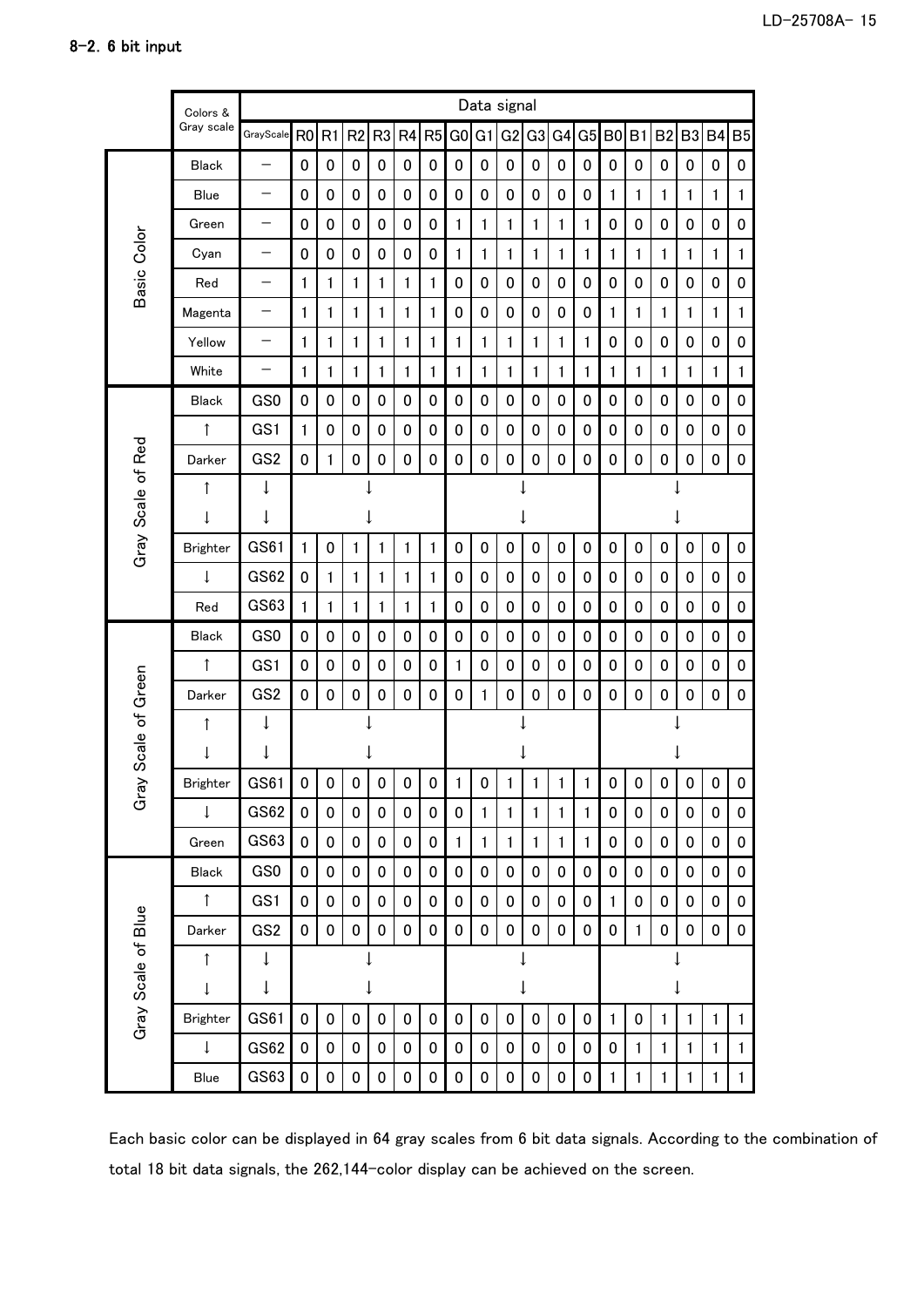## 8-2. 6 bit input

| | Colors & Gray scale | Data signal | | | | | | | | | | | | | | | | | | |
|---|---|---|---|---|---|---|---|---|---|---|---|---|---|---|---|---|---|---|---|---|
| | | GrayScale | R0 | R1 | R2 | R3 | R4 | R5 | G0 | G1 | G2 | G3 | G4 | G5 | B0 | B1 | B2 | B3 | B4 | B5 |
| Basic Color | Black | – | 0 | 0 | 0 | 0 | 0 | 0 | 0 | 0 | 0 | 0 | 0 | 0 | 0 | 0 | 0 | 0 | 0 | 0 |
| | Blue | – | 0 | 0 | 0 | 0 | 0 | 0 | 0 | 0 | 0 | 0 | 0 | 0 | 1 | 1 | 1 | 1 | 1 | 1 |
| | Green | – | 0 | 0 | 0 | 0 | 0 | 0 | 1 | 1 | 1 | 1 | 1 | 1 | 0 | 0 | 0 | 0 | 0 | 0 |
| | Cyan | – | 0 | 0 | 0 | 0 | 0 | 0 | 1 | 1 | 1 | 1 | 1 | 1 | 1 | 1 | 1 | 1 | 1 | 1 |
| | Red | – | 1 | 1 | 1 | 1 | 1 | 1 | 0 | 0 | 0 | 0 | 0 | 0 | 0 | 0 | 0 | 0 | 0 | 0 |
| | Magenta | – | 1 | 1 | 1 | 1 | 1 | 1 | 0 | 0 | 0 | 0 | 0 | 0 | 1 | 1 | 1 | 1 | 1 | 1 |
| | Yellow | – | 1 | 1 | 1 | 1 | 1 | 1 | 1 | 1 | 1 | 1 | 1 | 1 | 0 | 0 | 0 | 0 | 0 | 0 |
| | White | – | 1 | 1 | 1 | 1 | 1 | 1 | 1 | 1 | 1 | 1 | 1 | 1 | 1 | 1 | 1 | 1 | 1 | 1 |
| Gray Scale of Red | Black | GS0 | 0 | 0 | 0 | 0 | 0 | 0 | 0 | 0 | 0 | 0 | 0 | 0 | 0 | 0 | 0 | 0 | 0 | 0 |
| | ↑ | GS1 | 1 | 0 | 0 | 0 | 0 | 0 | 0 | 0 | 0 | 0 | 0 | 0 | 0 | 0 | 0 | 0 | 0 | 0 |
| | Darker | GS2 | 0 | 1 | 0 | 0 | 0 | 0 | 0 | 0 | 0 | 0 | 0 | 0 | 0 | 0 | 0 | 0 | 0 | 0 |
| | ↑ | ↓ | ↓ | | | | | | ↓ | | | | | | ↓ | | | | | |
| | ↓ | ↓ | ↓ | | | | | | ↓ | | | | | | ↓ | | | | | |
| | Brighter | GS61 | 1 | 0 | 1 | 1 | 1 | 1 | 0 | 0 | 0 | 0 | 0 | 0 | 0 | 0 | 0 | 0 | 0 | 0 |
| | ↓ | GS62 | 0 | 1 | 1 | 1 | 1 | 1 | 0 | 0 | 0 | 0 | 0 | 0 | 0 | 0 | 0 | 0 | 0 | 0 |
| | Red | GS63 | 1 | 1 | 1 | 1 | 1 | 1 | 0 | 0 | 0 | 0 | 0 | 0 | 0 | 0 | 0 | 0 | 0 | 0 |
| Gray Scale of Green | Black | GS0 | 0 | 0 | 0 | 0 | 0 | 0 | 0 | 0 | 0 | 0 | 0 | 0 | 0 | 0 | 0 | 0 | 0 | 0 |
| | ↑ | GS1 | 0 | 0 | 0 | 0 | 0 | 0 | 1 | 0 | 0 | 0 | 0 | 0 | 0 | 0 | 0 | 0 | 0 | 0 |
| | Darker | GS2 | 0 | 0 | 0 | 0 | 0 | 0 | 0 | 1 | 0 | 0 | 0 | 0 | 0 | 0 | 0 | 0 | 0 | 0 |
| | ↑ | ↓ | ↓ | | | | | | ↓ | | | | | | ↓ | | | | | |
| | ↓ | ↓ | ↓ | | | | | | ↓ | | | | | | ↓ | | | | | |
| | Brighter | GS61 | 0 | 0 | 0 | 0 | 0 | 0 | 1 | 0 | 1 | 1 | 1 | 1 | 0 | 0 | 0 | 0 | 0 | 0 |
| | ↓ | GS62 | 0 | 0 | 0 | 0 | 0 | 0 | 0 | 1 | 1 | 1 | 1 | 1 | 0 | 0 | 0 | 0 | 0 | 0 |
| | Green | GS63 | 0 | 0 | 0 | 0 | 0 | 0 | 1 | 1 | 1 | 1 | 1 | 1 | 0 | 0 | 0 | 0 | 0 | 0 |
| Gray Scale of Blue | Black | GS0 | 0 | 0 | 0 | 0 | 0 | 0 | 0 | 0 | 0 | 0 | 0 | 0 | 0 | 0 | 0 | 0 | 0 | 0 |
| | ↑ | GS1 | 0 | 0 | 0 | 0 | 0 | 0 | 0 | 0 | 0 | 0 | 0 | 0 | 1 | 0 | 0 | 0 | 0 | 0 |
| | Darker | GS2 | 0 | 0 | 0 | 0 | 0 | 0 | 0 | 0 | 0 | 0 | 0 | 0 | 0 | 1 | 0 | 0 | 0 | 0 |
| | ↑ | ↓ | ↓ | | | | | | ↓ | | | | | | ↓ | | | | | |
| | ↓ | ↓ | ↓ | | | | | | ↓ | | | | | | ↓ | | | | | |
| | Brighter | GS61 | 0 | 0 | 0 | 0 | 0 | 0 | 0 | 0 | 0 | 0 | 0 | 0 | 1 | 0 | 1 | 1 | 1 | 1 |
| | ↓ | GS62 | 0 | 0 | 0 | 0 | 0 | 0 | 0 | 0 | 0 | 0 | 0 | 0 | 0 | 1 | 1 | 1 | 1 | 1 |
| | Blue | GS63 | 0 | 0 | 0 | 0 | 0 | 0 | 0 | 0 | 0 | 0 | 0 | 0 | 1 | 1 | 1 | 1 | 1 | 1 |

Each basic color can be displayed in 64 gray scales from 6 bit data signals. According to the combination of total 18 bit data signals, the 262,144-color display can be achieved on the screen.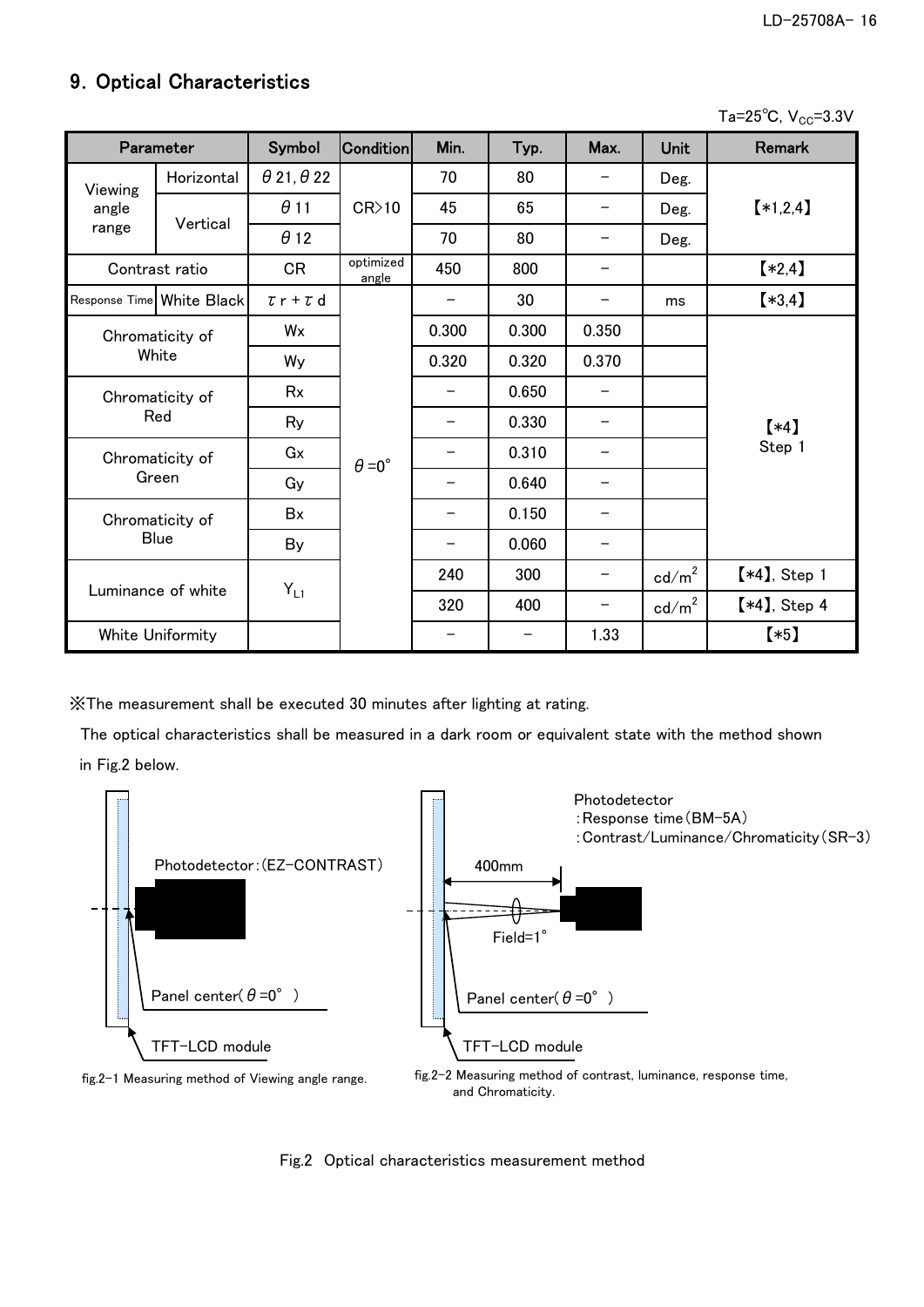## 9. Optical Characteristics

Ta=25℃, $V_{CC}$=3.3V

| Parameter | | Symbol | Condition | Min. | Typ. | Max. | Unit | Remark |
|---|---|---|---|---|---|---|---|---|
| Viewing angle range | Horizontal | $\theta$21, $\theta$22 | CR>10 | 70 | 80 | − | Deg. | 【*1,2,4】 |
| | Vertical | $\theta$11 | | 45 | 65 | − | Deg. | |
| | | $\theta$12 | | 70 | 80 | − | Deg. | |
| Contrast ratio | | CR | optimized angle | 450 | 800 | − | | 【*2,4】 |
| Response Time | White Black | $\tau$r + $\tau$d | $\theta$=0° | − | 30 | − | ms | 【*3,4】 |
| Chromaticity of White | | Wx | | 0.300 | 0.300 | 0.350 | | 【*4】 Step 1 |
| | | Wy | | 0.320 | 0.320 | 0.370 | | |
| Chromaticity of Red | | Rx | | − | 0.650 | − | | |
| | | Ry | | − | 0.330 | − | | |
| Chromaticity of Green | | Gx | | − | 0.310 | − | | |
| | | Gy | | − | 0.640 | − | | |
| Chromaticity of Blue | | Bx | | − | 0.150 | − | | |
| | | By | | − | 0.060 | − | | |
| Luminance of white | | $Y_{L1}$ | | 240 | 300 | − | cd/m$^2$ | 【*4】, Step 1 |
| | | | | 320 | 400 | − | cd/m$^2$ | 【*4】, Step 4 |
| White Uniformity | | | | − | − | 1.33 | | 【*5】 |

※The measurement shall be executed 30 minutes after lighting at rating.

The optical characteristics shall be measured in a dark room or equivalent state with the method shown in Fig.2 below.

Photodetector:(EZ-CONTRAST)

Panel center($\theta$=0°)

TFT-LCD module

fig.2-1 Measuring method of Viewing angle range.

Photodetector
:Response time(BM-5A)
:Contrast/Luminance/Chromaticity(SR-3)

400mm

Field=1°

Panel center($\theta$=0°)

TFT-LCD module

fig.2-2 Measuring method of contrast, luminance, response time, and Chromaticity.

Fig.2 Optical characteristics measurement method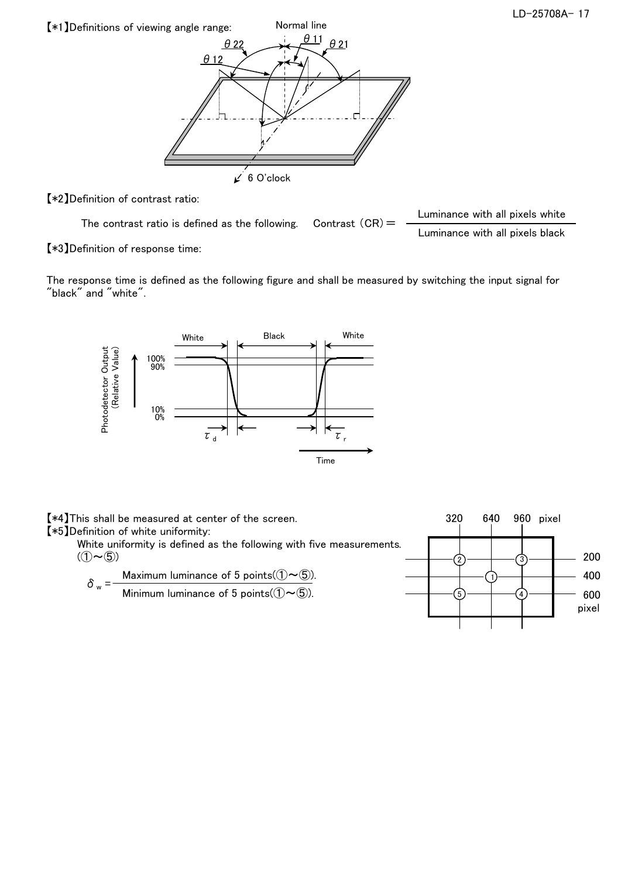【*1】Definitions of viewing angle range:

【*2】Definition of contrast ratio:

The contrast ratio is defined as the following. 

$$\text{Contrast (CR)} = \frac{\text{Luminance with all pixels white}}{\text{Luminance with all pixels black}}$$

【*3】Definition of response time:

The response time is defined as the following figure and shall be measured by switching the input signal for "black" and "white".

【*4】This shall be measured at center of the screen.

【*5】Definition of white uniformity:

White uniformity is defined as the following with five measurements. (①～⑤)

$$\delta_w = \frac{\text{Maximum luminance of 5 points(①～⑤).}}{\text{Minimum luminance of 5 points(①～⑤).}}$$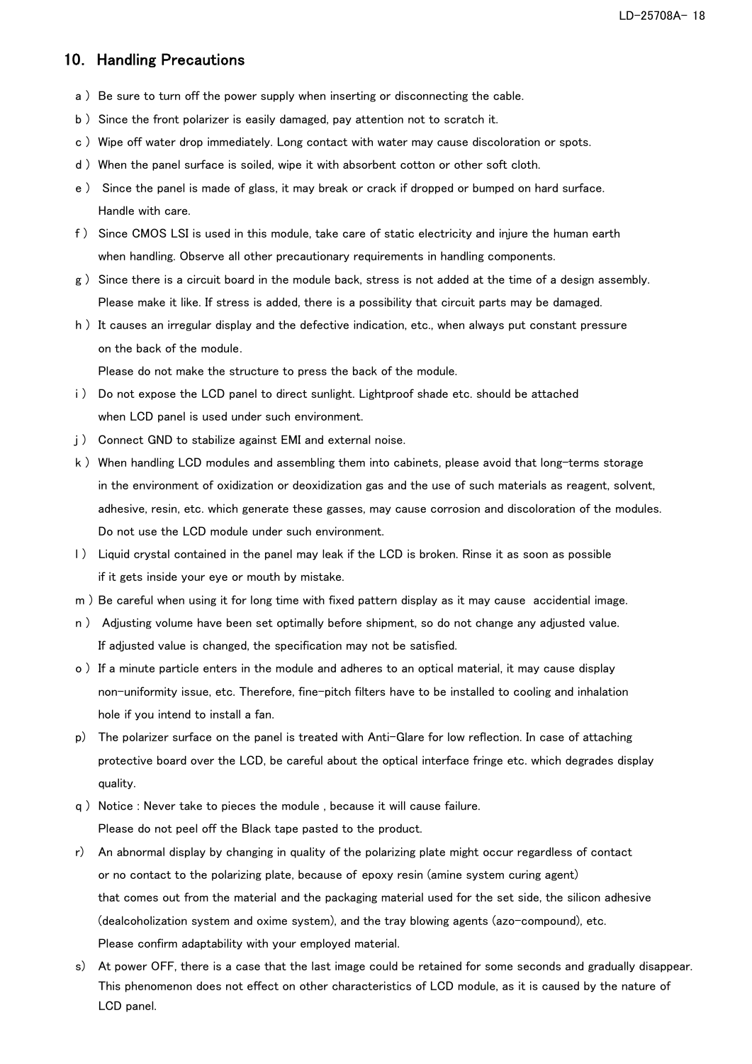## 10. Handling Precautions

a ) Be sure to turn off the power supply when inserting or disconnecting the cable.

b ) Since the front polarizer is easily damaged, pay attention not to scratch it.

c ) Wipe off water drop immediately. Long contact with water may cause discoloration or spots.

d ) When the panel surface is soiled, wipe it with absorbent cotton or other soft cloth.

e ) Since the panel is made of glass, it may break or crack if dropped or bumped on hard surface. Handle with care.

f ) Since CMOS LSI is used in this module, take care of static electricity and injure the human earth when handling. Observe all other precautionary requirements in handling components.

g ) Since there is a circuit board in the module back, stress is not added at the time of a design assembly. Please make it like. If stress is added, there is a possibility that circuit parts may be damaged.

h ) It causes an irregular display and the defective indication, etc., when always put constant pressure on the back of the module.
Please do not make the structure to press the back of the module.

i ) Do not expose the LCD panel to direct sunlight. Lightproof shade etc. should be attached when LCD panel is used under such environment.

j ) Connect GND to stabilize against EMI and external noise.

k ) When handling LCD modules and assembling them into cabinets, please avoid that long-terms storage in the environment of oxidization or deoxidization gas and the use of such materials as reagent, solvent, adhesive, resin, etc. which generate these gasses, may cause corrosion and discoloration of the modules. Do not use the LCD module under such environment.

l ) Liquid crystal contained in the panel may leak if the LCD is broken. Rinse it as soon as possible if it gets inside your eye or mouth by mistake.

m ) Be careful when using it for long time with fixed pattern display as it may cause accidential image.

n ) Adjusting volume have been set optimally before shipment, so do not change any adjusted value. If adjusted value is changed, the specification may not be satisfied.

o ) If a minute particle enters in the module and adheres to an optical material, it may cause display non-uniformity issue, etc. Therefore, fine-pitch filters have to be installed to cooling and inhalation hole if you intend to install a fan.

p) The polarizer surface on the panel is treated with Anti-Glare for low reflection. In case of attaching protective board over the LCD, be careful about the optical interface fringe etc. which degrades display quality.

q ) Notice : Never take to pieces the module , because it will cause failure.
Please do not peel off the Black tape pasted to the product.

r) An abnormal display by changing in quality of the polarizing plate might occur regardless of contact or no contact to the polarizing plate, because of epoxy resin (amine system curing agent) that comes out from the material and the packaging material used for the set side, the silicon adhesive (dealcoholization system and oxime system), and the tray blowing agents (azo-compound), etc.
Please confirm adaptability with your employed material.

s) At power OFF, there is a case that the last image could be retained for some seconds and gradually disappear. This phenomenon does not effect on other characteristics of LCD module, as it is caused by the nature of LCD panel.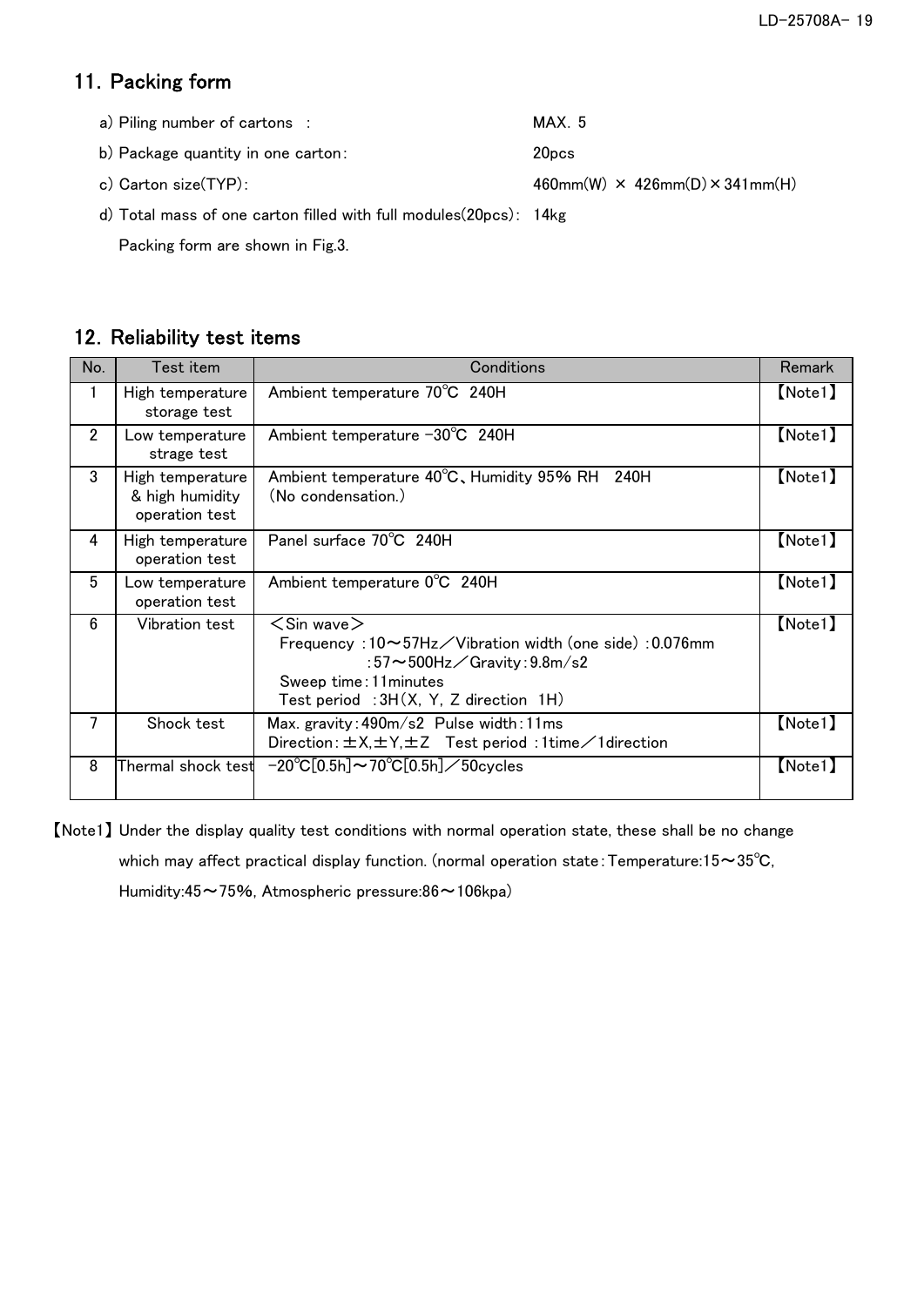## 11. Packing form

a) Piling number of cartons : MAX. 5

b) Package quantity in one carton: 20pcs

c) Carton size(TYP): 460mm(W) × 426mm(D)×341mm(H)

d) Total mass of one carton filled with full modules(20pcs): 14kg

Packing form are shown in Fig.3.

## 12. Reliability test items

| No. | Test item | Conditions | Remark |
|---|---|---|---|
| 1 | High temperature storage test | Ambient temperature 70℃ 240H | 【Note1】 |
| 2 | Low temperature strage test | Ambient temperature -30℃ 240H | 【Note1】 |
| 3 | High temperature & high humidity operation test | Ambient temperature 40℃、Humidity 95% RH 240H (No condensation.) | 【Note1】 |
| 4 | High temperature operation test | Panel surface 70℃ 240H | 【Note1】 |
| 5 | Low temperature operation test | Ambient temperature 0℃ 240H | 【Note1】 |
| 6 | Vibration test | ＜Sin wave＞ Frequency :10～57Hz／Vibration width (one side) :0.076mm :57～500Hz／Gravity:9.8m/s2 Sweep time:11minutes Test period :3H(X, Y, Z direction 1H) | 【Note1】 |
| 7 | Shock test | Max. gravity:490m/s2 Pulse width:11ms Direction:±X,±Y,±Z Test period :1time／1direction | 【Note1】 |
| 8 | Thermal shock test | -20℃[0.5h]～70℃[0.5h]／50cycles | 【Note1】 |

【Note1】 Under the display quality test conditions with normal operation state, these shall be no change which may affect practical display function. (normal operation state:Temperature:15～35℃, Humidity:45～75%, Atmospheric pressure:86～106kpa)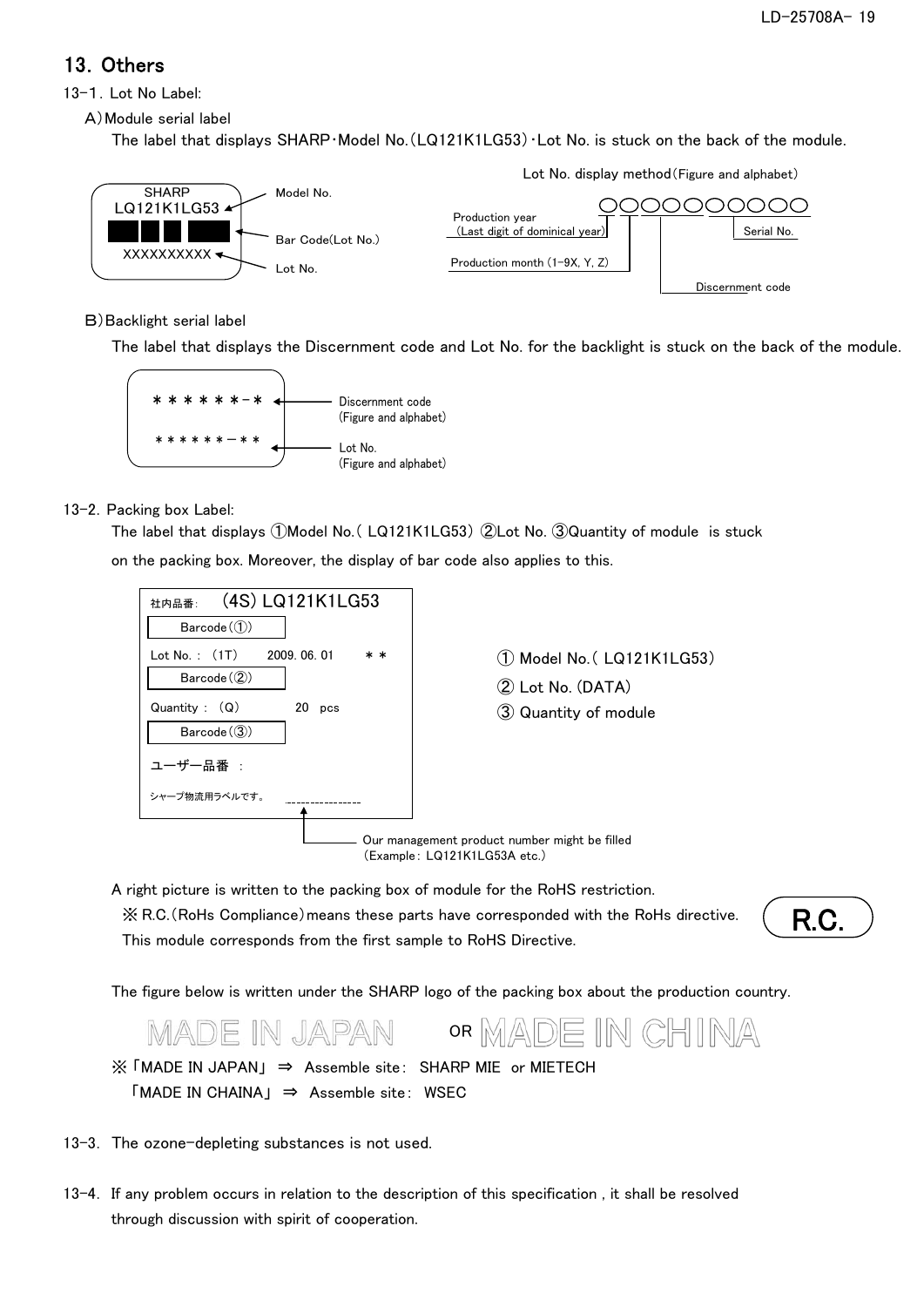# 13. Others

13-1. Lot No Label:

A) Module serial label

The label that displays SHARP･Model No.(LQ121K1LG53)･Lot No. is stuck on the back of the module.

Lot No. display method(Figure and alphabet)

```
SHARP
LQ121K1LG53   ← Model No.
[Bar Code]    ← Bar Code(Lot No.)
XXXXXXXXXX    ← Lot No.
```

○○○○○○○○○○

- Production year (Last digit of dominical year)
- Production month (1-9X, Y, Z)
- Discernment code
- Serial No.

B) Backlight serial label

The label that displays the Discernment code and Lot No. for the backlight is stuck on the back of the module.

```
＊＊＊＊＊＊-＊    ← Discernment code (Figure and alphabet)
＊＊＊＊＊＊－＊＊  ← Lot No. (Figure and alphabet)
```

13-2. Packing box Label:

The label that displays ①Model No.( LQ121K1LG53) ②Lot No. ③Quantity of module is stuck on the packing box. Moreover, the display of bar code also applies to this.

```
社内品番：  (4S) LQ121K1LG53
  Barcode(①)
Lot No. : (1T)   2009. 06. 01   ＊＊
  Barcode(②)
Quantity : (Q)        20  pcs
  Barcode(③)
ユーザー品番 ：
シャープ物流用ラベルです。  ---------------
```

Our management product number might be filled (Example: LQ121K1LG53A etc.)

① Model No.( LQ121K1LG53)
② Lot No. (DATA)
③ Quantity of module

A right picture is written to the packing box of module for the RoHS restriction.

※ R.C.(RoHs Compliance) means these parts have corresponded with the RoHs directive.

This module corresponds from the first sample to RoHS Directive.

R.C.

The figure below is written under the SHARP logo of the packing box about the production country.

MADE IN JAPAN OR MADE IN CHINA

※「MADE IN JAPAN」 ⇒ Assemble site: SHARP MIE or MIETECH
「MADE IN CHAINA」 ⇒ Assemble site: WSEC

13-3. The ozone-depleting substances is not used.

13-4. If any problem occurs in relation to the description of this specification , it shall be resolved through discussion with spirit of cooperation.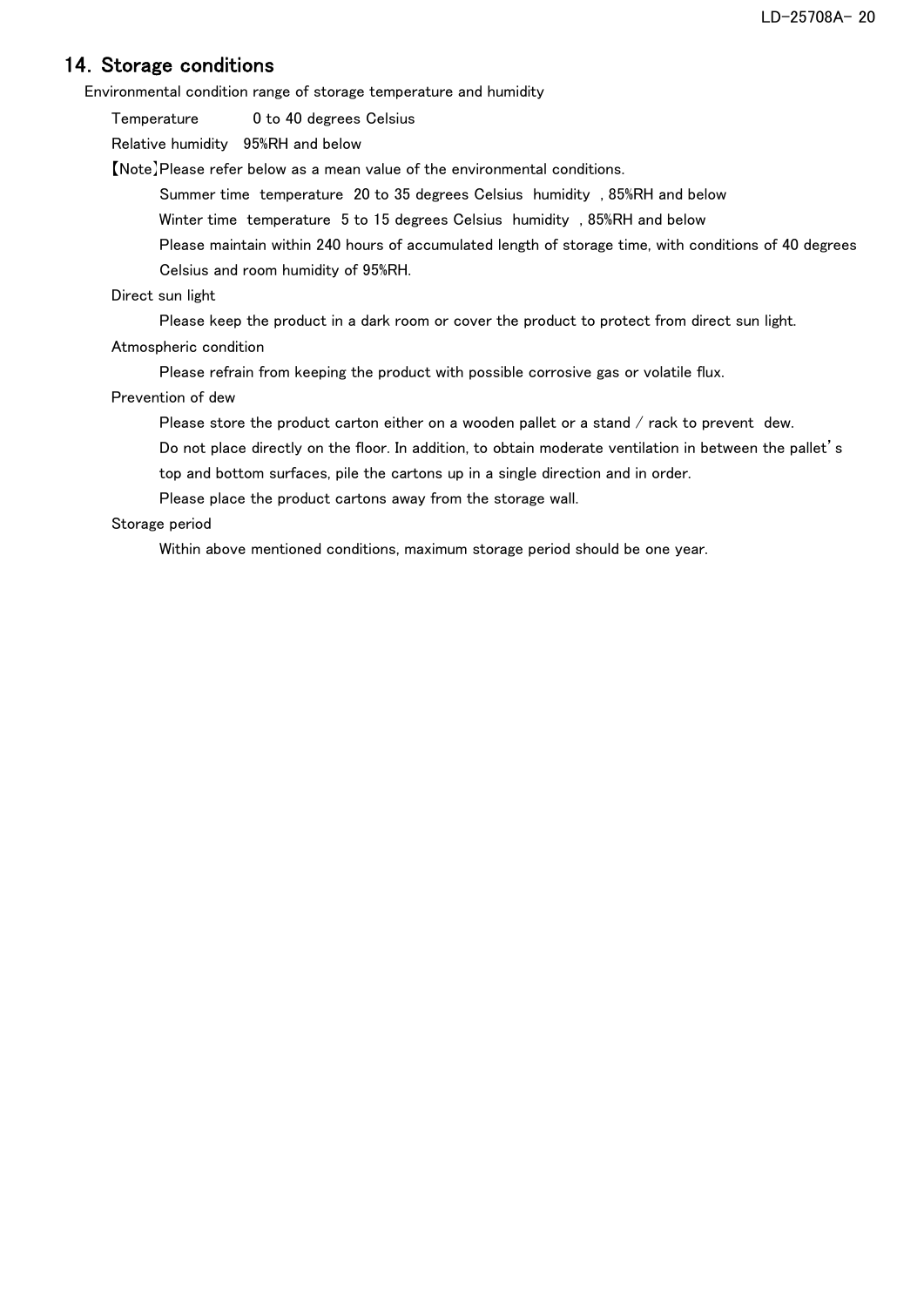## 14. Storage conditions

Environmental condition range of storage temperature and humidity

Temperature 0 to 40 degrees Celsius

Relative humidity 95%RH and below

【Note】Please refer below as a mean value of the environmental conditions.

Summer time temperature 20 to 35 degrees Celsius humidity , 85%RH and below

Winter time temperature 5 to 15 degrees Celsius humidity , 85%RH and below

Please maintain within 240 hours of accumulated length of storage time, with conditions of 40 degrees Celsius and room humidity of 95%RH.

Direct sun light

Please keep the product in a dark room or cover the product to protect from direct sun light.

Atmospheric condition

Please refrain from keeping the product with possible corrosive gas or volatile flux.

Prevention of dew

Please store the product carton either on a wooden pallet or a stand / rack to prevent dew.

Do not place directly on the floor. In addition, to obtain moderate ventilation in between the pallet's top and bottom surfaces, pile the cartons up in a single direction and in order.

Please place the product cartons away from the storage wall.

Storage period

Within above mentioned conditions, maximum storage period should be one year.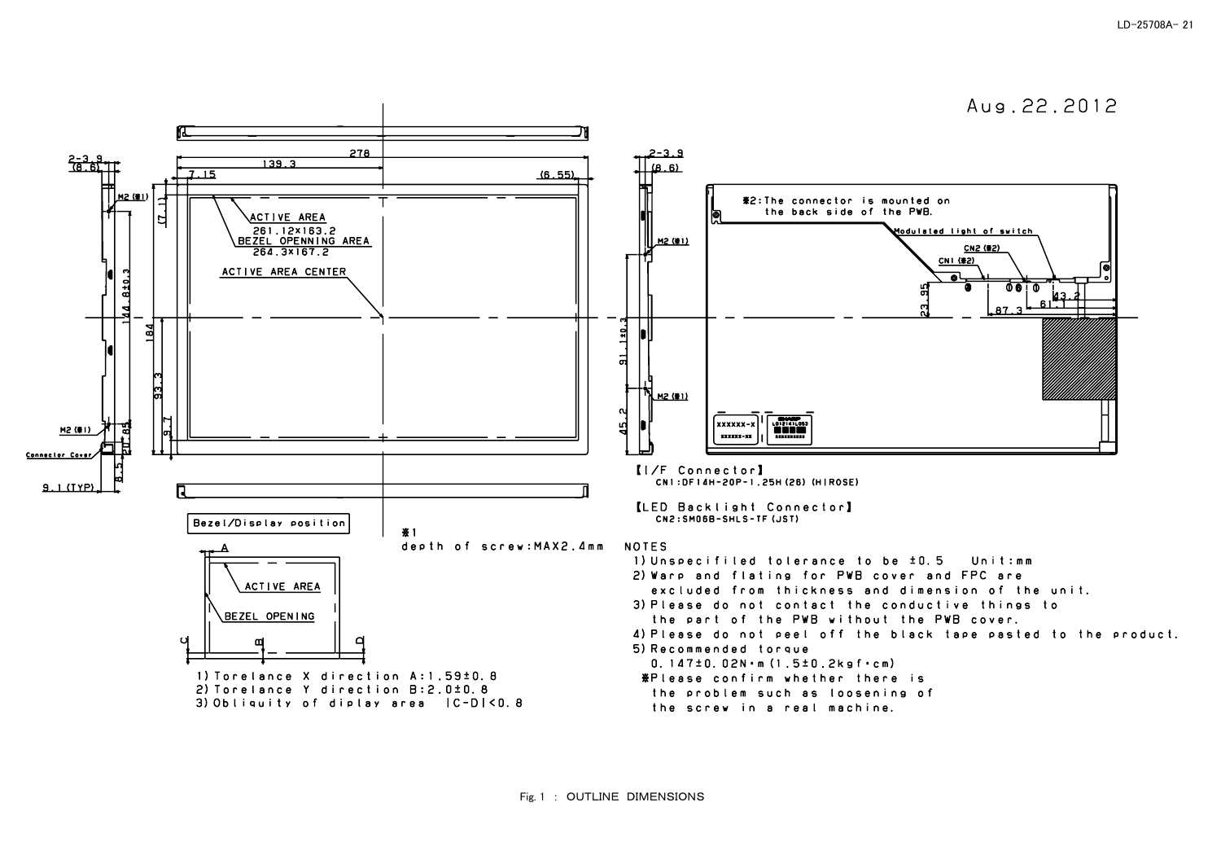Aug.22.2012

※2:The connector is mounted on the back side of the PWB.

【I/F Connector】
CN1:DF14H-20P-1.25H(26)(HIROSE)

【LED Backlight Connector】
CN2:SM06B-SHLS-TF(JST)

Bezel/Display position

※1
depth of screw:MAX2.4mm

1) Torelance X direction A:1.59±0.8
2) Torelance Y direction B:2.0±0.8
3) Obliquity of diplay area |C-D|<0.8

NOTES

1) Unspecifiled tolerance to be ±0.5  Unit:mm
2) Warp and flating for PWB cover and FPC are excluded from thickness and dimension of the unit.
3) Please do not contact the conductive things to the part of the PWB without the PWB cover.
4) Please do not peel off the black tape pasted to the product.
5) Recommended torque
   0.147±0.02N・m(1.5±0.2kgf・cm)
   ※Please confirm whether there is the problem such as loosening of the screw in a real machine.

Fig.1 : OUTLINE DIMENSIONS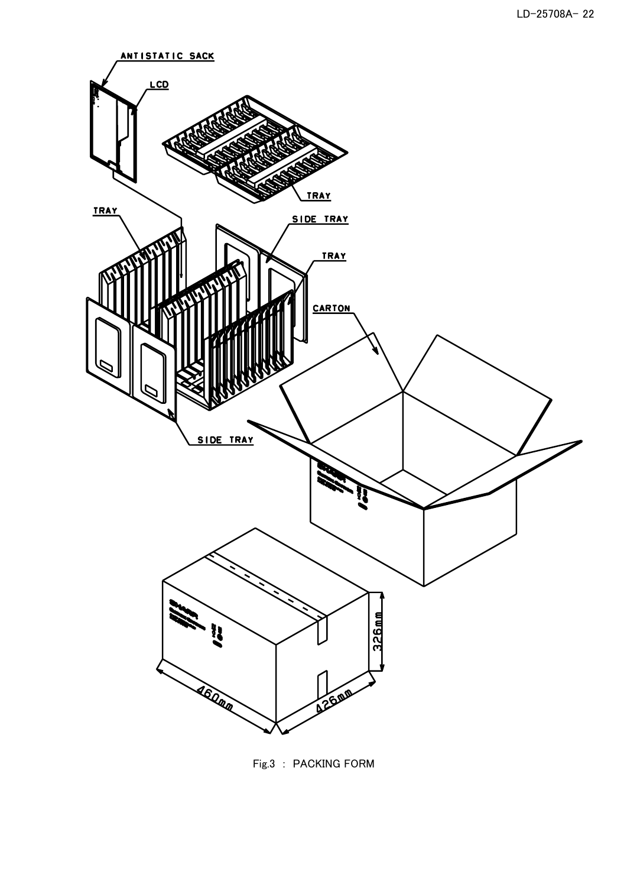ANTISTATIC SACK

LCD

TRAY

TRAY

SIDE TRAY

TRAY

CARTON

SIDE TRAY

326mm

460mm

426mm

Fig.3 : PACKING FORM